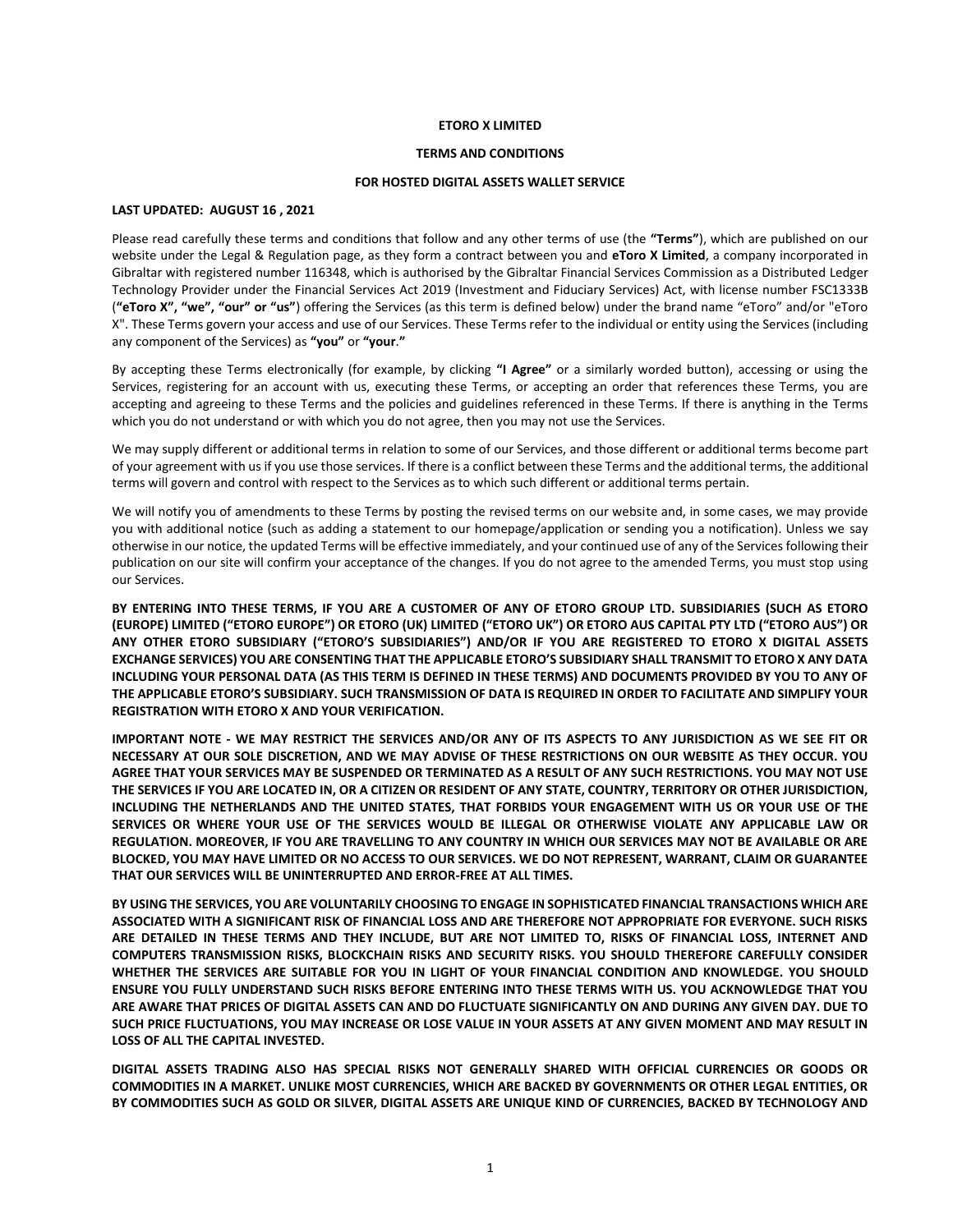**ETORO X LIMITED**

**TERMS AND CONDITIONS**

**FOR HOSTED DIGITAL ASSETS WALLET SERVICE**

**LAST UPDATED: AUGUST 16 , 2021**

Please read carefully these terms and conditions that follow and any other terms of use (the **"Terms"**), which are published on our website under the Legal & Regulation page, as they form a contract between you and **eToro X Limited**, a company incorporated in Gibraltar with registered number 116348, which is authorised by the Gibraltar Financial Services Commission as a Distributed Ledger Technology Provider under the Financial Services Act 2019 (Investment and Fiduciary Services) Act, with license number FSC1333B (**"eToro X", "we", "our" or "us"**) offering the Services (as this term is defined below) under the brand name "eToro" and/or "eToro X". These Terms govern your access and use of our Services. These Terms refer to the individual or entity using the Services (including any component of the Services) as **"you"** or **"your**.**"**

By accepting these Terms electronically (for example, by clicking **"I Agree"** or a similarly worded button), accessing or using the Services, registering for an account with us, executing these Terms, or accepting an order that references these Terms, you are accepting and agreeing to these Terms and the policies and guidelines referenced in these Terms. If there is anything in the Terms which you do not understand or with which you do not agree, then you may not use the Services.

We may supply different or additional terms in relation to some of our Services, and those different or additional terms become part of your agreement with us if you use those services. If there is a conflict between these Terms and the additional terms, the additional terms will govern and control with respect to the Services as to which such different or additional terms pertain.

We will notify you of amendments to these Terms by posting the revised terms on our website and, in some cases, we may provide you with additional notice (such as adding a statement to our homepage/application or sending you a notification). Unless we say otherwise in our notice, the updated Terms will be effective immediately, and your continued use of any of the Services following their publication on our site will confirm your acceptance of the changes. If you do not agree to the amended Terms, you must stop using our Services.

**BY ENTERING INTO THESE TERMS, IF YOU ARE A CUSTOMER OF ANY OF ETORO GROUP LTD. SUBSIDIARIES (SUCH AS ETORO (EUROPE) LIMITED ("ETORO EUROPE") OR ETORO (UK) LIMITED ("ETORO UK") OR ETORO AUS CAPITAL PTY LTD ("ETORO AUS") OR ANY OTHER ETORO SUBSIDIARY ("ETORO'S SUBSIDIARIES") AND/OR IF YOU ARE REGISTERED TO ETORO X DIGITAL ASSETS EXCHANGE SERVICES) YOU ARE CONSENTING THAT THE APPLICABLE ETORO'S SUBSIDIARY SHALL TRANSMIT TO ETORO X ANY DATA INCLUDING YOUR PERSONAL DATA (AS THIS TERM IS DEFINED IN THESE TERMS) AND DOCUMENTS PROVIDED BY YOU TO ANY OF THE APPLICABLE ETORO'S SUBSIDIARY. SUCH TRANSMISSION OF DATA IS REQUIRED IN ORDER TO FACILITATE AND SIMPLIFY YOUR REGISTRATION WITH ETORO X AND YOUR VERIFICATION.**

**IMPORTANT NOTE - WE MAY RESTRICT THE SERVICES AND/OR ANY OF ITS ASPECTS TO ANY JURISDICTION AS WE SEE FIT OR NECESSARY AT OUR SOLE DISCRETION, AND WE MAY ADVISE OF THESE RESTRICTIONS ON OUR WEBSITE AS THEY OCCUR. YOU AGREE THAT YOUR SERVICES MAY BE SUSPENDED OR TERMINATED AS A RESULT OF ANY SUCH RESTRICTIONS. YOU MAY NOT USE THE SERVICES IF YOU ARE LOCATED IN, OR A CITIZEN OR RESIDENT OF ANY STATE, COUNTRY, TERRITORY OR OTHER JURISDICTION, INCLUDING THE NETHERLANDS AND THE UNITED STATES, THAT FORBIDS YOUR ENGAGEMENT WITH US OR YOUR USE OF THE SERVICES OR WHERE YOUR USE OF THE SERVICES WOULD BE ILLEGAL OR OTHERWISE VIOLATE ANY APPLICABLE LAW OR REGULATION. MOREOVER, IF YOU ARE TRAVELLING TO ANY COUNTRY IN WHICH OUR SERVICES MAY NOT BE AVAILABLE OR ARE BLOCKED, YOU MAY HAVE LIMITED OR NO ACCESS TO OUR SERVICES. WE DO NOT REPRESENT, WARRANT, CLAIM OR GUARANTEE THAT OUR SERVICES WILL BE UNINTERRUPTED AND ERROR-FREE AT ALL TIMES.**

**BY USING THE SERVICES, YOU ARE VOLUNTARILY CHOOSING TO ENGAGE IN SOPHISTICATED FINANCIAL TRANSACTIONS WHICH ARE ASSOCIATED WITH A SIGNIFICANT RISK OF FINANCIAL LOSS AND ARE THEREFORE NOT APPROPRIATE FOR EVERYONE. SUCH RISKS ARE DETAILED IN THESE TERMS AND THEY INCLUDE, BUT ARE NOT LIMITED TO, RISKS OF FINANCIAL LOSS, INTERNET AND COMPUTERS TRANSMISSION RISKS, BLOCKCHAIN RISKS AND SECURITY RISKS. YOU SHOULD THEREFORE CAREFULLY CONSIDER WHETHER THE SERVICES ARE SUITABLE FOR YOU IN LIGHT OF YOUR FINANCIAL CONDITION AND KNOWLEDGE. YOU SHOULD ENSURE YOU FULLY UNDERSTAND SUCH RISKS BEFORE ENTERING INTO THESE TERMS WITH US. YOU ACKNOWLEDGE THAT YOU ARE AWARE THAT PRICES OF DIGITAL ASSETS CAN AND DO FLUCTUATE SIGNIFICANTLY ON AND DURING ANY GIVEN DAY. DUE TO SUCH PRICE FLUCTUATIONS, YOU MAY INCREASE OR LOSE VALUE IN YOUR ASSETS AT ANY GIVEN MOMENT AND MAY RESULT IN LOSS OF ALL THE CAPITAL INVESTED.**

**DIGITAL ASSETS TRADING ALSO HAS SPECIAL RISKS NOT GENERALLY SHARED WITH OFFICIAL CURRENCIES OR GOODS OR COMMODITIES IN A MARKET. UNLIKE MOST CURRENCIES, WHICH ARE BACKED BY GOVERNMENTS OR OTHER LEGAL ENTITIES, OR BY COMMODITIES SUCH AS GOLD OR SILVER, DIGITAL ASSETS ARE UNIQUE KIND OF CURRENCIES, BACKED BY TECHNOLOGY AND**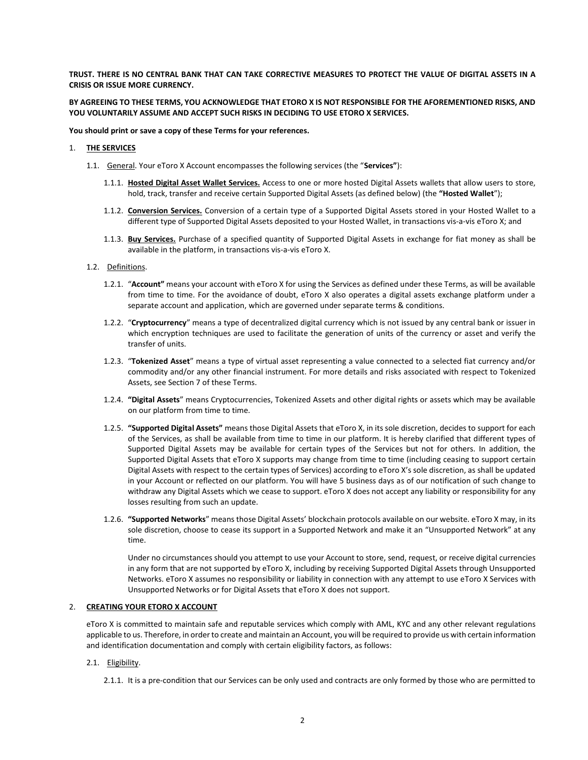**TRUST. THERE IS NO CENTRAL BANK THAT CAN TAKE CORRECTIVE MEASURES TO PROTECT THE VALUE OF DIGITAL ASSETS IN A CRISIS OR ISSUE MORE CURRENCY.**

**BY AGREEING TO THESE TERMS, YOU ACKNOWLEDGE THAT ETORO X IS NOT RESPONSIBLE FOR THE AFOREMENTIONED RISKS, AND YOU VOLUNTARILY ASSUME AND ACCEPT SUCH RISKS IN DECIDING TO USE ETORO X SERVICES.**

**You should print or save a copy of these Terms for your references.**

## 1. THE SERVICES

1.1. General. Your eToro X Account encompasses the following services (the "**Services**"):

1.1.1. **Hosted Digital Asset Wallet Services.** Access to one or more hosted Digital Assets wallets that allow users to store, hold, track, transfer and receive certain Supported Digital Assets (as defined below) (the **"Hosted Wallet**");

1.1.2. **Conversion Services.** Conversion of a certain type of a Supported Digital Assets stored in your Hosted Wallet to a different type of Supported Digital Assets deposited to your Hosted Wallet, in transactions vis-a-vis eToro X; and

1.1.3. **Buy Services.** Purchase of a specified quantity of Supported Digital Assets in exchange for fiat money as shall be available in the platform, in transactions vis-a-vis eToro X.

1.2. Definitions.

1.2.1. "**Account"** means your account with eToro X for using the Services as defined under these Terms, as will be available from time to time. For the avoidance of doubt, eToro X also operates a digital assets exchange platform under a separate account and application, which are governed under separate terms & conditions.

1.2.2. "**Cryptocurrency**" means a type of decentralized digital currency which is not issued by any central bank or issuer in which encryption techniques are used to facilitate the generation of units of the currency or asset and verify the transfer of units.

1.2.3. "**Tokenized Asset**" means a type of virtual asset representing a value connected to a selected fiat currency and/or commodity and/or any other financial instrument. For more details and risks associated with respect to Tokenized Assets, see Section 7 of these Terms.

1.2.4. **"Digital Assets**" means Cryptocurrencies, Tokenized Assets and other digital rights or assets which may be available on our platform from time to time.

1.2.5. **"Supported Digital Assets"** means those Digital Assets that eToro X, in its sole discretion, decides to support for each of the Services, as shall be available from time to time in our platform. It is hereby clarified that different types of Supported Digital Assets may be available for certain types of the Services but not for others. In addition, the Supported Digital Assets that eToro X supports may change from time to time (including ceasing to support certain Digital Assets with respect to the certain types of Services) according to eToro X's sole discretion, as shall be updated in your Account or reflected on our platform. You will have 5 business days as of our notification of such change to withdraw any Digital Assets which we cease to support. eToro X does not accept any liability or responsibility for any losses resulting from such an update.

1.2.6. **"Supported Networks**" means those Digital Assets' blockchain protocols available on our website. eToro X may, in its sole discretion, choose to cease its support in a Supported Network and make it an "Unsupported Network" at any time.

Under no circumstances should you attempt to use your Account to store, send, request, or receive digital currencies in any form that are not supported by eToro X, including by receiving Supported Digital Assets through Unsupported Networks. eToro X assumes no responsibility or liability in connection with any attempt to use eToro X Services with Unsupported Networks or for Digital Assets that eToro X does not support.

## 2. CREATING YOUR ETORO X ACCOUNT

eToro X is committed to maintain safe and reputable services which comply with AML, KYC and any other relevant regulations applicable to us. Therefore, in order to create and maintain an Account, you will be required to provide us with certain information and identification documentation and comply with certain eligibility factors, as follows:

2.1. Eligibility.

2.1.1. It is a pre-condition that our Services can be only used and contracts are only formed by those who are permitted to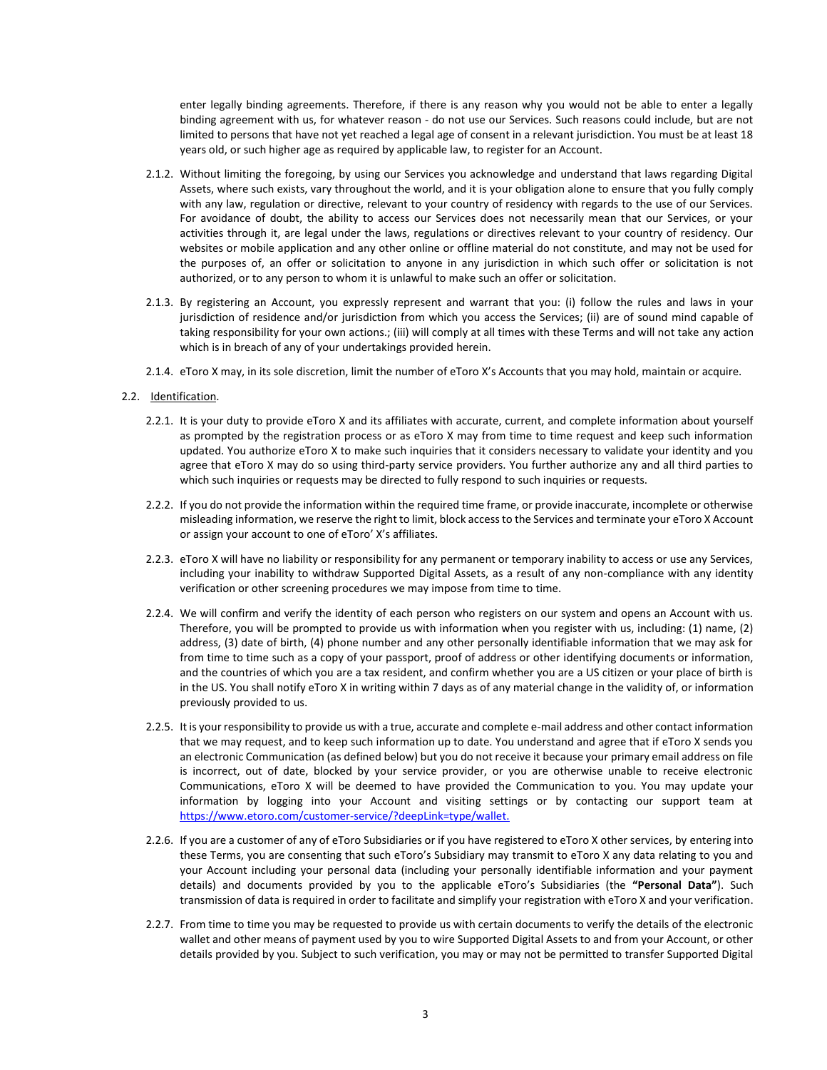enter legally binding agreements. Therefore, if there is any reason why you would not be able to enter a legally binding agreement with us, for whatever reason - do not use our Services. Such reasons could include, but are not limited to persons that have not yet reached a legal age of consent in a relevant jurisdiction. You must be at least 18 years old, or such higher age as required by applicable law, to register for an Account.

2.1.2. Without limiting the foregoing, by using our Services you acknowledge and understand that laws regarding Digital Assets, where such exists, vary throughout the world, and it is your obligation alone to ensure that you fully comply with any law, regulation or directive, relevant to your country of residency with regards to the use of our Services. For avoidance of doubt, the ability to access our Services does not necessarily mean that our Services, or your activities through it, are legal under the laws, regulations or directives relevant to your country of residency. Our websites or mobile application and any other online or offline material do not constitute, and may not be used for the purposes of, an offer or solicitation to anyone in any jurisdiction in which such offer or solicitation is not authorized, or to any person to whom it is unlawful to make such an offer or solicitation.

2.1.3. By registering an Account, you expressly represent and warrant that you: (i) follow the rules and laws in your jurisdiction of residence and/or jurisdiction from which you access the Services; (ii) are of sound mind capable of taking responsibility for your own actions.; (iii) will comply at all times with these Terms and will not take any action which is in breach of any of your undertakings provided herein.

2.1.4. eToro X may, in its sole discretion, limit the number of eToro X's Accounts that you may hold, maintain or acquire.

2.2. Identification.

2.2.1. It is your duty to provide eToro X and its affiliates with accurate, current, and complete information about yourself as prompted by the registration process or as eToro X may from time to time request and keep such information updated. You authorize eToro X to make such inquiries that it considers necessary to validate your identity and you agree that eToro X may do so using third-party service providers. You further authorize any and all third parties to which such inquiries or requests may be directed to fully respond to such inquiries or requests.

2.2.2. If you do not provide the information within the required time frame, or provide inaccurate, incomplete or otherwise misleading information, we reserve the right to limit, block access to the Services and terminate your eToro X Account or assign your account to one of eToro' X's affiliates.

2.2.3. eToro X will have no liability or responsibility for any permanent or temporary inability to access or use any Services, including your inability to withdraw Supported Digital Assets, as a result of any non-compliance with any identity verification or other screening procedures we may impose from time to time.

2.2.4. We will confirm and verify the identity of each person who registers on our system and opens an Account with us. Therefore, you will be prompted to provide us with information when you register with us, including: (1) name, (2) address, (3) date of birth, (4) phone number and any other personally identifiable information that we may ask for from time to time such as a copy of your passport, proof of address or other identifying documents or information, and the countries of which you are a tax resident, and confirm whether you are a US citizen or your place of birth is in the US. You shall notify eToro X in writing within 7 days as of any material change in the validity of, or information previously provided to us.

2.2.5. It is your responsibility to provide us with a true, accurate and complete e-mail address and other contact information that we may request, and to keep such information up to date. You understand and agree that if eToro X sends you an electronic Communication (as defined below) but you do not receive it because your primary email address on file is incorrect, out of date, blocked by your service provider, or you are otherwise unable to receive electronic Communications, eToro X will be deemed to have provided the Communication to you. You may update your information by logging into your Account and visiting settings or by contacting our support team at https://www.etoro.com/customer-service/?deepLink=type/wallet.

2.2.6. If you are a customer of any of eToro Subsidiaries or if you have registered to eToro X other services, by entering into these Terms, you are consenting that such eToro's Subsidiary may transmit to eToro X any data relating to you and your Account including your personal data (including your personally identifiable information and your payment details) and documents provided by you to the applicable eToro's Subsidiaries (the **"Personal Data"**). Such transmission of data is required in order to facilitate and simplify your registration with eToro X and your verification.

2.2.7. From time to time you may be requested to provide us with certain documents to verify the details of the electronic wallet and other means of payment used by you to wire Supported Digital Assets to and from your Account, or other details provided by you. Subject to such verification, you may or may not be permitted to transfer Supported Digital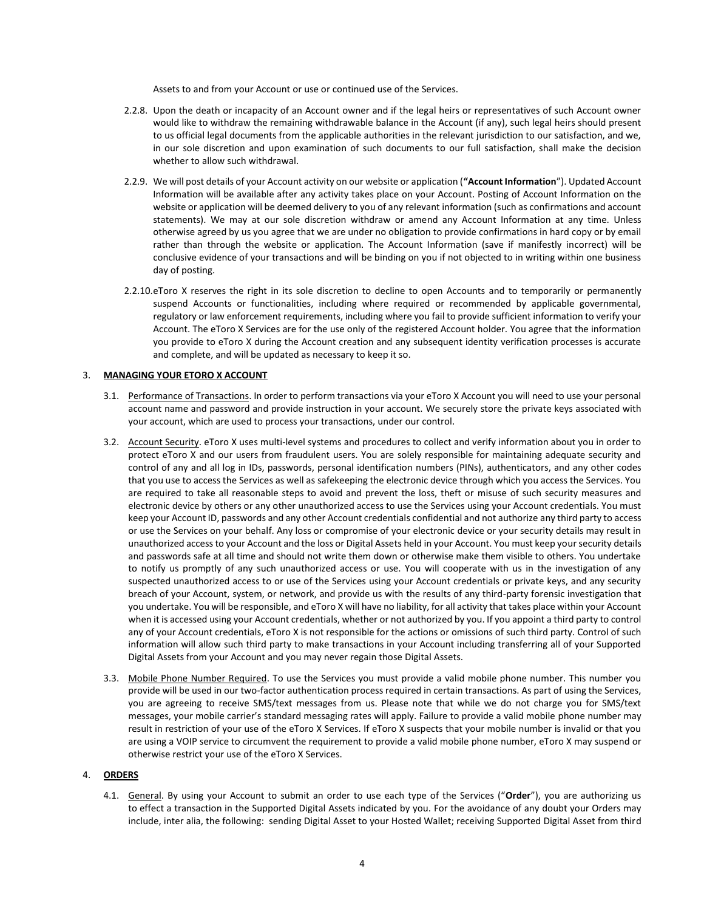Assets to and from your Account or use or continued use of the Services.

2.2.8. Upon the death or incapacity of an Account owner and if the legal heirs or representatives of such Account owner would like to withdraw the remaining withdrawable balance in the Account (if any), such legal heirs should present to us official legal documents from the applicable authorities in the relevant jurisdiction to our satisfaction, and we, in our sole discretion and upon examination of such documents to our full satisfaction, shall make the decision whether to allow such withdrawal.

2.2.9. We will post details of your Account activity on our website or application (**"Account Information**"). Updated Account Information will be available after any activity takes place on your Account. Posting of Account Information on the website or application will be deemed delivery to you of any relevant information (such as confirmations and account statements). We may at our sole discretion withdraw or amend any Account Information at any time. Unless otherwise agreed by us you agree that we are under no obligation to provide confirmations in hard copy or by email rather than through the website or application. The Account Information (save if manifestly incorrect) will be conclusive evidence of your transactions and will be binding on you if not objected to in writing within one business day of posting.

2.2.10. eToro X reserves the right in its sole discretion to decline to open Accounts and to temporarily or permanently suspend Accounts or functionalities, including where required or recommended by applicable governmental, regulatory or law enforcement requirements, including where you fail to provide sufficient information to verify your Account. The eToro X Services are for the use only of the registered Account holder. You agree that the information you provide to eToro X during the Account creation and any subsequent identity verification processes is accurate and complete, and will be updated as necessary to keep it so.

## 3. **MANAGING YOUR ETORO X ACCOUNT**

3.1. Performance of Transactions. In order to perform transactions via your eToro X Account you will need to use your personal account name and password and provide instruction in your account. We securely store the private keys associated with your account, which are used to process your transactions, under our control.

3.2. Account Security. eToro X uses multi-level systems and procedures to collect and verify information about you in order to protect eToro X and our users from fraudulent users. You are solely responsible for maintaining adequate security and control of any and all log in IDs, passwords, personal identification numbers (PINs), authenticators, and any other codes that you use to access the Services as well as safekeeping the electronic device through which you access the Services. You are required to take all reasonable steps to avoid and prevent the loss, theft or misuse of such security measures and electronic device by others or any other unauthorized access to use the Services using your Account credentials. You must keep your Account ID, passwords and any other Account credentials confidential and not authorize any third party to access or use the Services on your behalf. Any loss or compromise of your electronic device or your security details may result in unauthorized access to your Account and the loss or Digital Assets held in your Account. You must keep your security details and passwords safe at all time and should not write them down or otherwise make them visible to others. You undertake to notify us promptly of any such unauthorized access or use. You will cooperate with us in the investigation of any suspected unauthorized access to or use of the Services using your Account credentials or private keys, and any security breach of your Account, system, or network, and provide us with the results of any third-party forensic investigation that you undertake. You will be responsible, and eToro X will have no liability, for all activity that takes place within your Account when it is accessed using your Account credentials, whether or not authorized by you. If you appoint a third party to control any of your Account credentials, eToro X is not responsible for the actions or omissions of such third party. Control of such information will allow such third party to make transactions in your Account including transferring all of your Supported Digital Assets from your Account and you may never regain those Digital Assets.

3.3. Mobile Phone Number Required. To use the Services you must provide a valid mobile phone number. This number you provide will be used in our two-factor authentication process required in certain transactions. As part of using the Services, you are agreeing to receive SMS/text messages from us. Please note that while we do not charge you for SMS/text messages, your mobile carrier's standard messaging rates will apply. Failure to provide a valid mobile phone number may result in restriction of your use of the eToro X Services. If eToro X suspects that your mobile number is invalid or that you are using a VOIP service to circumvent the requirement to provide a valid mobile phone number, eToro X may suspend or otherwise restrict your use of the eToro X Services.

## 4. **ORDERS**

4.1. General. By using your Account to submit an order to use each type of the Services ("**Order**"), you are authorizing us to effect a transaction in the Supported Digital Assets indicated by you. For the avoidance of any doubt your Orders may include, inter alia, the following: sending Digital Asset to your Hosted Wallet; receiving Supported Digital Asset from third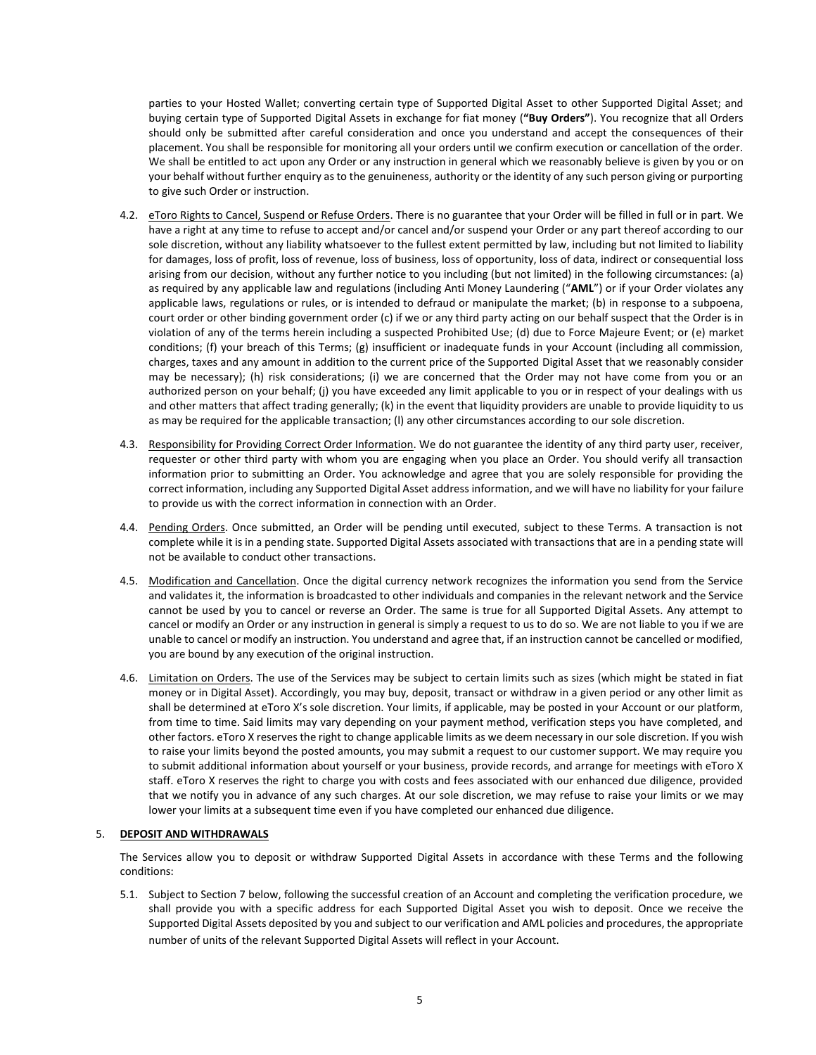parties to your Hosted Wallet; converting certain type of Supported Digital Asset to other Supported Digital Asset; and buying certain type of Supported Digital Assets in exchange for fiat money (**"Buy Orders"**). You recognize that all Orders should only be submitted after careful consideration and once you understand and accept the consequences of their placement. You shall be responsible for monitoring all your orders until we confirm execution or cancellation of the order. We shall be entitled to act upon any Order or any instruction in general which we reasonably believe is given by you or on your behalf without further enquiry as to the genuineness, authority or the identity of any such person giving or purporting to give such Order or instruction.

4.2. eToro Rights to Cancel, Suspend or Refuse Orders. There is no guarantee that your Order will be filled in full or in part. We have a right at any time to refuse to accept and/or cancel and/or suspend your Order or any part thereof according to our sole discretion, without any liability whatsoever to the fullest extent permitted by law, including but not limited to liability for damages, loss of profit, loss of revenue, loss of business, loss of opportunity, loss of data, indirect or consequential loss arising from our decision, without any further notice to you including (but not limited) in the following circumstances: (a) as required by any applicable law and regulations (including Anti Money Laundering ("**AML**") or if your Order violates any applicable laws, regulations or rules, or is intended to defraud or manipulate the market; (b) in response to a subpoena, court order or other binding government order (c) if we or any third party acting on our behalf suspect that the Order is in violation of any of the terms herein including a suspected Prohibited Use; (d) due to Force Majeure Event; or (e) market conditions; (f) your breach of this Terms; (g) insufficient or inadequate funds in your Account (including all commission, charges, taxes and any amount in addition to the current price of the Supported Digital Asset that we reasonably consider may be necessary); (h) risk considerations; (i) we are concerned that the Order may not have come from you or an authorized person on your behalf; (j) you have exceeded any limit applicable to you or in respect of your dealings with us and other matters that affect trading generally; (k) in the event that liquidity providers are unable to provide liquidity to us as may be required for the applicable transaction; (l) any other circumstances according to our sole discretion.

4.3. Responsibility for Providing Correct Order Information. We do not guarantee the identity of any third party user, receiver, requester or other third party with whom you are engaging when you place an Order. You should verify all transaction information prior to submitting an Order. You acknowledge and agree that you are solely responsible for providing the correct information, including any Supported Digital Asset address information, and we will have no liability for your failure to provide us with the correct information in connection with an Order.

4.4. Pending Orders. Once submitted, an Order will be pending until executed, subject to these Terms. A transaction is not complete while it is in a pending state. Supported Digital Assets associated with transactions that are in a pending state will not be available to conduct other transactions.

4.5. Modification and Cancellation. Once the digital currency network recognizes the information you send from the Service and validates it, the information is broadcasted to other individuals and companies in the relevant network and the Service cannot be used by you to cancel or reverse an Order. The same is true for all Supported Digital Assets. Any attempt to cancel or modify an Order or any instruction in general is simply a request to us to do so. We are not liable to you if we are unable to cancel or modify an instruction. You understand and agree that, if an instruction cannot be cancelled or modified, you are bound by any execution of the original instruction.

4.6. Limitation on Orders. The use of the Services may be subject to certain limits such as sizes (which might be stated in fiat money or in Digital Asset). Accordingly, you may buy, deposit, transact or withdraw in a given period or any other limit as shall be determined at eToro X's sole discretion. Your limits, if applicable, may be posted in your Account or our platform, from time to time. Said limits may vary depending on your payment method, verification steps you have completed, and other factors. eToro X reserves the right to change applicable limits as we deem necessary in our sole discretion. If you wish to raise your limits beyond the posted amounts, you may submit a request to our customer support. We may require you to submit additional information about yourself or your business, provide records, and arrange for meetings with eToro X staff. eToro X reserves the right to charge you with costs and fees associated with our enhanced due diligence, provided that we notify you in advance of any such charges. At our sole discretion, we may refuse to raise your limits or we may lower your limits at a subsequent time even if you have completed our enhanced due diligence.

5. **DEPOSIT AND WITHDRAWALS**

The Services allow you to deposit or withdraw Supported Digital Assets in accordance with these Terms and the following conditions:

5.1. Subject to Section 7 below, following the successful creation of an Account and completing the verification procedure, we shall provide you with a specific address for each Supported Digital Asset you wish to deposit. Once we receive the Supported Digital Assets deposited by you and subject to our verification and AML policies and procedures, the appropriate number of units of the relevant Supported Digital Assets will reflect in your Account.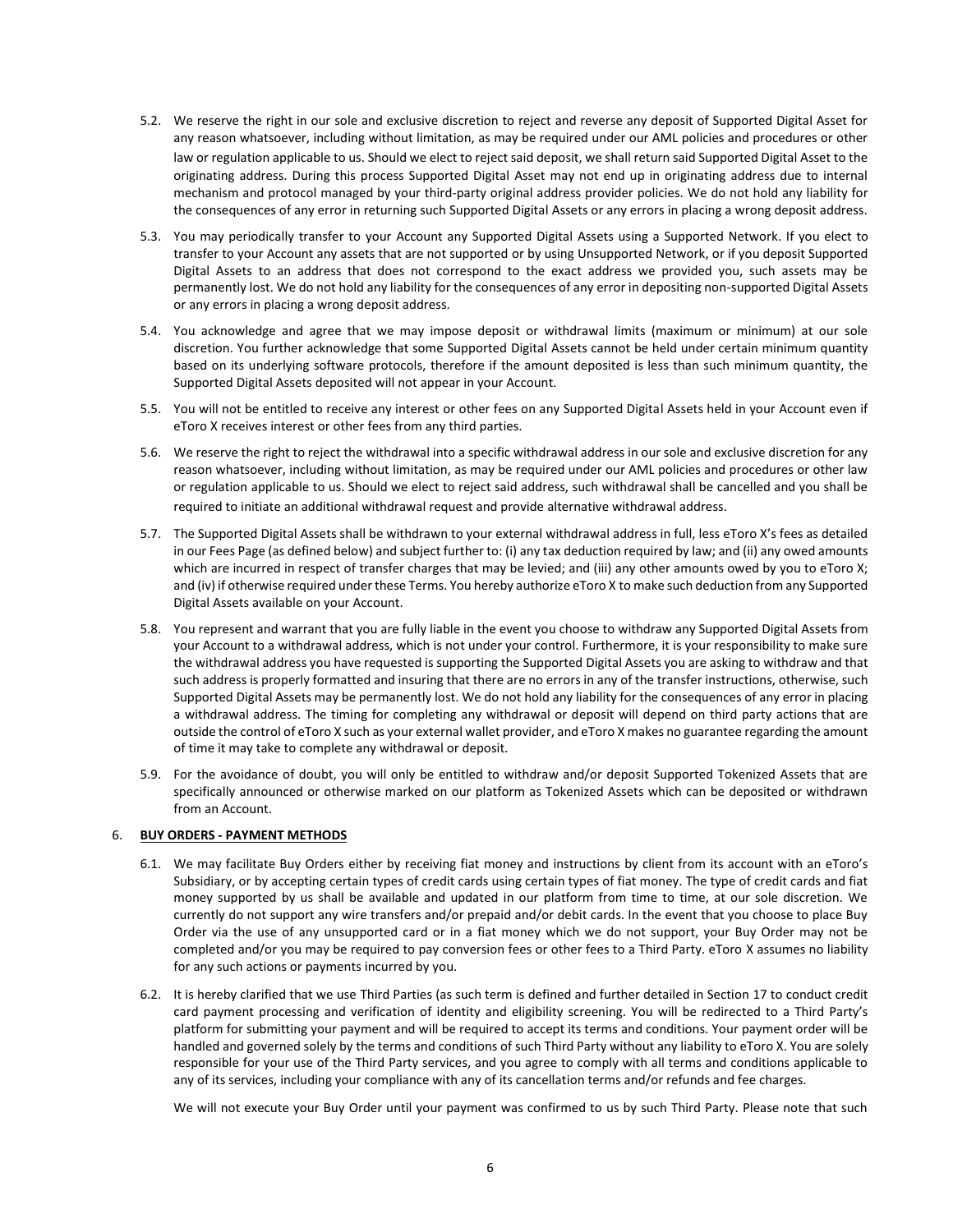5.2. We reserve the right in our sole and exclusive discretion to reject and reverse any deposit of Supported Digital Asset for any reason whatsoever, including without limitation, as may be required under our AML policies and procedures or other law or regulation applicable to us. Should we elect to reject said deposit, we shall return said Supported Digital Asset to the originating address. During this process Supported Digital Asset may not end up in originating address due to internal mechanism and protocol managed by your third-party original address provider policies. We do not hold any liability for the consequences of any error in returning such Supported Digital Assets or any errors in placing a wrong deposit address.

5.3. You may periodically transfer to your Account any Supported Digital Assets using a Supported Network. If you elect to transfer to your Account any assets that are not supported or by using Unsupported Network, or if you deposit Supported Digital Assets to an address that does not correspond to the exact address we provided you, such assets may be permanently lost. We do not hold any liability for the consequences of any error in depositing non-supported Digital Assets or any errors in placing a wrong deposit address.

5.4. You acknowledge and agree that we may impose deposit or withdrawal limits (maximum or minimum) at our sole discretion. You further acknowledge that some Supported Digital Assets cannot be held under certain minimum quantity based on its underlying software protocols, therefore if the amount deposited is less than such minimum quantity, the Supported Digital Assets deposited will not appear in your Account.

5.5. You will not be entitled to receive any interest or other fees on any Supported Digital Assets held in your Account even if eToro X receives interest or other fees from any third parties.

5.6. We reserve the right to reject the withdrawal into a specific withdrawal address in our sole and exclusive discretion for any reason whatsoever, including without limitation, as may be required under our AML policies and procedures or other law or regulation applicable to us. Should we elect to reject said address, such withdrawal shall be cancelled and you shall be required to initiate an additional withdrawal request and provide alternative withdrawal address.

5.7. The Supported Digital Assets shall be withdrawn to your external withdrawal address in full, less eToro X's fees as detailed in our Fees Page (as defined below) and subject further to: (i) any tax deduction required by law; and (ii) any owed amounts which are incurred in respect of transfer charges that may be levied; and (iii) any other amounts owed by you to eToro X; and (iv) if otherwise required under these Terms. You hereby authorize eToro X to make such deduction from any Supported Digital Assets available on your Account.

5.8. You represent and warrant that you are fully liable in the event you choose to withdraw any Supported Digital Assets from your Account to a withdrawal address, which is not under your control. Furthermore, it is your responsibility to make sure the withdrawal address you have requested is supporting the Supported Digital Assets you are asking to withdraw and that such address is properly formatted and insuring that there are no errors in any of the transfer instructions, otherwise, such Supported Digital Assets may be permanently lost. We do not hold any liability for the consequences of any error in placing a withdrawal address. The timing for completing any withdrawal or deposit will depend on third party actions that are outside the control of eToro X such as your external wallet provider, and eToro X makes no guarantee regarding the amount of time it may take to complete any withdrawal or deposit.

5.9. For the avoidance of doubt, you will only be entitled to withdraw and/or deposit Supported Tokenized Assets that are specifically announced or otherwise marked on our platform as Tokenized Assets which can be deposited or withdrawn from an Account.

## 6. BUY ORDERS - PAYMENT METHODS

6.1. We may facilitate Buy Orders either by receiving fiat money and instructions by client from its account with an eToro's Subsidiary, or by accepting certain types of credit cards using certain types of fiat money. The type of credit cards and fiat money supported by us shall be available and updated in our platform from time to time, at our sole discretion. We currently do not support any wire transfers and/or prepaid and/or debit cards. In the event that you choose to place Buy Order via the use of any unsupported card or in a fiat money which we do not support, your Buy Order may not be completed and/or you may be required to pay conversion fees or other fees to a Third Party. eToro X assumes no liability for any such actions or payments incurred by you.

6.2. It is hereby clarified that we use Third Parties (as such term is defined and further detailed in Section 17 to conduct credit card payment processing and verification of identity and eligibility screening. You will be redirected to a Third Party's platform for submitting your payment and will be required to accept its terms and conditions. Your payment order will be handled and governed solely by the terms and conditions of such Third Party without any liability to eToro X. You are solely responsible for your use of the Third Party services, and you agree to comply with all terms and conditions applicable to any of its services, including your compliance with any of its cancellation terms and/or refunds and fee charges.

We will not execute your Buy Order until your payment was confirmed to us by such Third Party. Please note that such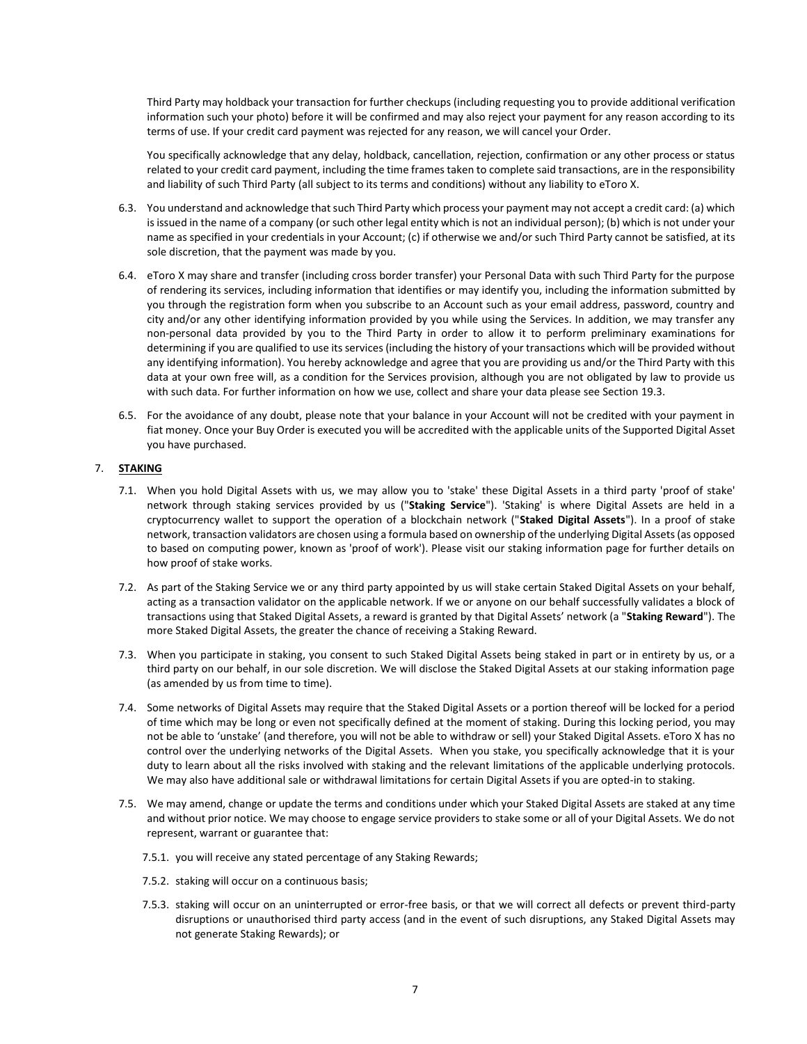Third Party may holdback your transaction for further checkups (including requesting you to provide additional verification information such your photo) before it will be confirmed and may also reject your payment for any reason according to its terms of use. If your credit card payment was rejected for any reason, we will cancel your Order.

You specifically acknowledge that any delay, holdback, cancellation, rejection, confirmation or any other process or status related to your credit card payment, including the time frames taken to complete said transactions, are in the responsibility and liability of such Third Party (all subject to its terms and conditions) without any liability to eToro X.

6.3. You understand and acknowledge that such Third Party which process your payment may not accept a credit card: (a) which is issued in the name of a company (or such other legal entity which is not an individual person); (b) which is not under your name as specified in your credentials in your Account; (c) if otherwise we and/or such Third Party cannot be satisfied, at its sole discretion, that the payment was made by you.

6.4. eToro X may share and transfer (including cross border transfer) your Personal Data with such Third Party for the purpose of rendering its services, including information that identifies or may identify you, including the information submitted by you through the registration form when you subscribe to an Account such as your email address, password, country and city and/or any other identifying information provided by you while using the Services. In addition, we may transfer any non-personal data provided by you to the Third Party in order to allow it to perform preliminary examinations for determining if you are qualified to use its services (including the history of your transactions which will be provided without any identifying information). You hereby acknowledge and agree that you are providing us and/or the Third Party with this data at your own free will, as a condition for the Services provision, although you are not obligated by law to provide us with such data. For further information on how we use, collect and share your data please see Section 19.3.

6.5. For the avoidance of any doubt, please note that your balance in your Account will not be credited with your payment in fiat money. Once your Buy Order is executed you will be accredited with the applicable units of the Supported Digital Asset you have purchased.

## 7. STAKING

7.1. When you hold Digital Assets with us, we may allow you to 'stake' these Digital Assets in a third party 'proof of stake' network through staking services provided by us ("**Staking Service**"). 'Staking' is where Digital Assets are held in a cryptocurrency wallet to support the operation of a blockchain network ("**Staked Digital Assets**"). In a proof of stake network, transaction validators are chosen using a formula based on ownership of the underlying Digital Assets (as opposed to based on computing power, known as 'proof of work'). Please visit our staking information page for further details on how proof of stake works.

7.2. As part of the Staking Service we or any third party appointed by us will stake certain Staked Digital Assets on your behalf, acting as a transaction validator on the applicable network. If we or anyone on our behalf successfully validates a block of transactions using that Staked Digital Assets, a reward is granted by that Digital Assets' network (a "**Staking Reward**"). The more Staked Digital Assets, the greater the chance of receiving a Staking Reward.

7.3. When you participate in staking, you consent to such Staked Digital Assets being staked in part or in entirety by us, or a third party on our behalf, in our sole discretion. We will disclose the Staked Digital Assets at our staking information page (as amended by us from time to time).

7.4. Some networks of Digital Assets may require that the Staked Digital Assets or a portion thereof will be locked for a period of time which may be long or even not specifically defined at the moment of staking. During this locking period, you may not be able to 'unstake' (and therefore, you will not be able to withdraw or sell) your Staked Digital Assets. eToro X has no control over the underlying networks of the Digital Assets. When you stake, you specifically acknowledge that it is your duty to learn about all the risks involved with staking and the relevant limitations of the applicable underlying protocols. We may also have additional sale or withdrawal limitations for certain Digital Assets if you are opted-in to staking.

7.5. We may amend, change or update the terms and conditions under which your Staked Digital Assets are staked at any time and without prior notice. We may choose to engage service providers to stake some or all of your Digital Assets. We do not represent, warrant or guarantee that:

7.5.1. you will receive any stated percentage of any Staking Rewards;

7.5.2. staking will occur on a continuous basis;

7.5.3. staking will occur on an uninterrupted or error-free basis, or that we will correct all defects or prevent third-party disruptions or unauthorised third party access (and in the event of such disruptions, any Staked Digital Assets may not generate Staking Rewards); or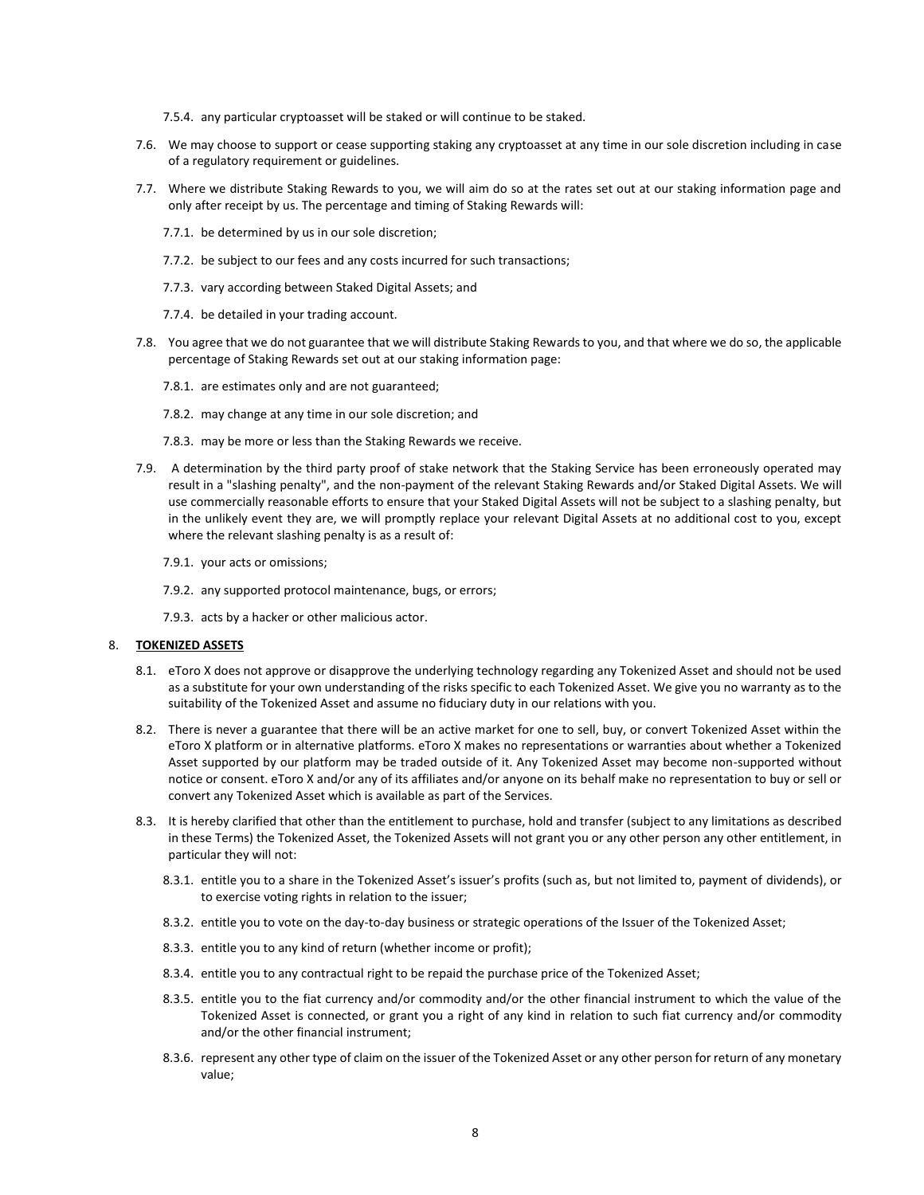7.5.4. any particular cryptoasset will be staked or will continue to be staked.

7.6. We may choose to support or cease supporting staking any cryptoasset at any time in our sole discretion including in case of a regulatory requirement or guidelines.

7.7. Where we distribute Staking Rewards to you, we will aim do so at the rates set out at our staking information page and only after receipt by us. The percentage and timing of Staking Rewards will:

7.7.1. be determined by us in our sole discretion;

7.7.2. be subject to our fees and any costs incurred for such transactions;

7.7.3. vary according between Staked Digital Assets; and

7.7.4. be detailed in your trading account.

7.8. You agree that we do not guarantee that we will distribute Staking Rewards to you, and that where we do so, the applicable percentage of Staking Rewards set out at our staking information page:

7.8.1. are estimates only and are not guaranteed;

7.8.2. may change at any time in our sole discretion; and

7.8.3. may be more or less than the Staking Rewards we receive.

7.9. A determination by the third party proof of stake network that the Staking Service has been erroneously operated may result in a "slashing penalty", and the non-payment of the relevant Staking Rewards and/or Staked Digital Assets. We will use commercially reasonable efforts to ensure that your Staked Digital Assets will not be subject to a slashing penalty, but in the unlikely event they are, we will promptly replace your relevant Digital Assets at no additional cost to you, except where the relevant slashing penalty is as a result of:

7.9.1. your acts or omissions;

7.9.2. any supported protocol maintenance, bugs, or errors;

7.9.3. acts by a hacker or other malicious actor.

## 8. **TOKENIZED ASSETS**

8.1. eToro X does not approve or disapprove the underlying technology regarding any Tokenized Asset and should not be used as a substitute for your own understanding of the risks specific to each Tokenized Asset. We give you no warranty as to the suitability of the Tokenized Asset and assume no fiduciary duty in our relations with you.

8.2. There is never a guarantee that there will be an active market for one to sell, buy, or convert Tokenized Asset within the eToro X platform or in alternative platforms. eToro X makes no representations or warranties about whether a Tokenized Asset supported by our platform may be traded outside of it. Any Tokenized Asset may become non-supported without notice or consent. eToro X and/or any of its affiliates and/or anyone on its behalf make no representation to buy or sell or convert any Tokenized Asset which is available as part of the Services.

8.3. It is hereby clarified that other than the entitlement to purchase, hold and transfer (subject to any limitations as described in these Terms) the Tokenized Asset, the Tokenized Assets will not grant you or any other person any other entitlement, in particular they will not:

8.3.1. entitle you to a share in the Tokenized Asset's issuer's profits (such as, but not limited to, payment of dividends), or to exercise voting rights in relation to the issuer;

8.3.2. entitle you to vote on the day-to-day business or strategic operations of the Issuer of the Tokenized Asset;

8.3.3. entitle you to any kind of return (whether income or profit);

8.3.4. entitle you to any contractual right to be repaid the purchase price of the Tokenized Asset;

8.3.5. entitle you to the fiat currency and/or commodity and/or the other financial instrument to which the value of the Tokenized Asset is connected, or grant you a right of any kind in relation to such fiat currency and/or commodity and/or the other financial instrument;

8.3.6. represent any other type of claim on the issuer of the Tokenized Asset or any other person for return of any monetary value;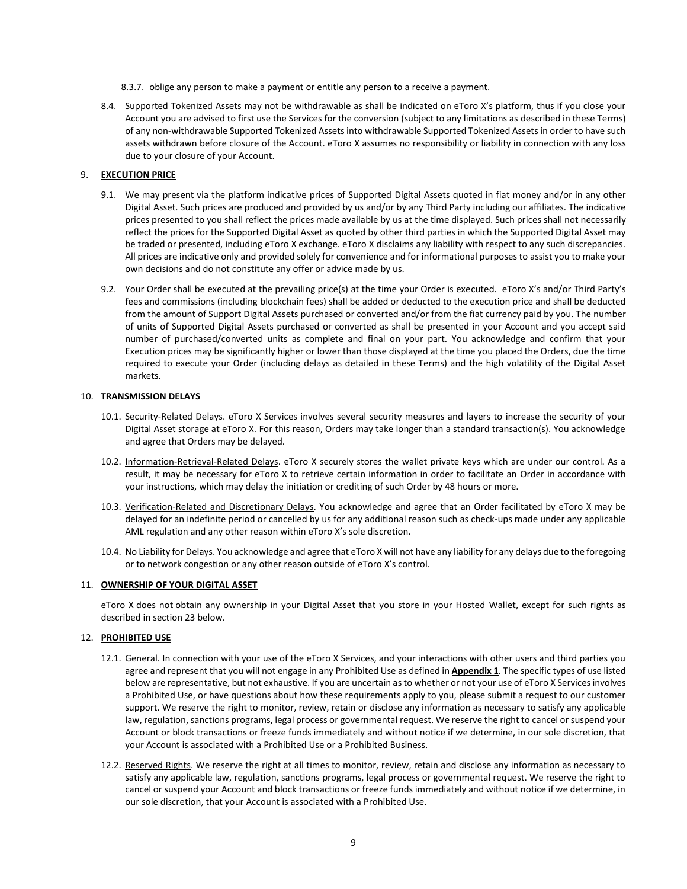8.3.7. oblige any person to make a payment or entitle any person to a receive a payment.

8.4. Supported Tokenized Assets may not be withdrawable as shall be indicated on eToro X's platform, thus if you close your Account you are advised to first use the Services for the conversion (subject to any limitations as described in these Terms) of any non-withdrawable Supported Tokenized Assets into withdrawable Supported Tokenized Assets in order to have such assets withdrawn before closure of the Account. eToro X assumes no responsibility or liability in connection with any loss due to your closure of your Account.

## 9. EXECUTION PRICE

9.1. We may present via the platform indicative prices of Supported Digital Assets quoted in fiat money and/or in any other Digital Asset. Such prices are produced and provided by us and/or by any Third Party including our affiliates. The indicative prices presented to you shall reflect the prices made available by us at the time displayed. Such prices shall not necessarily reflect the prices for the Supported Digital Asset as quoted by other third parties in which the Supported Digital Asset may be traded or presented, including eToro X exchange. eToro X disclaims any liability with respect to any such discrepancies. All prices are indicative only and provided solely for convenience and for informational purposes to assist you to make your own decisions and do not constitute any offer or advice made by us.

9.2. Your Order shall be executed at the prevailing price(s) at the time your Order is executed. eToro X's and/or Third Party's fees and commissions (including blockchain fees) shall be added or deducted to the execution price and shall be deducted from the amount of Support Digital Assets purchased or converted and/or from the fiat currency paid by you. The number of units of Supported Digital Assets purchased or converted as shall be presented in your Account and you accept said number of purchased/converted units as complete and final on your part. You acknowledge and confirm that your Execution prices may be significantly higher or lower than those displayed at the time you placed the Orders, due the time required to execute your Order (including delays as detailed in these Terms) and the high volatility of the Digital Asset markets.

## 10. TRANSMISSION DELAYS

10.1. Security-Related Delays. eToro X Services involves several security measures and layers to increase the security of your Digital Asset storage at eToro X. For this reason, Orders may take longer than a standard transaction(s). You acknowledge and agree that Orders may be delayed.

10.2. Information-Retrieval-Related Delays. eToro X securely stores the wallet private keys which are under our control. As a result, it may be necessary for eToro X to retrieve certain information in order to facilitate an Order in accordance with your instructions, which may delay the initiation or crediting of such Order by 48 hours or more.

10.3. Verification-Related and Discretionary Delays. You acknowledge and agree that an Order facilitated by eToro X may be delayed for an indefinite period or cancelled by us for any additional reason such as check-ups made under any applicable AML regulation and any other reason within eToro X's sole discretion.

10.4. No Liability for Delays. You acknowledge and agree that eToro X will not have any liability for any delays due to the foregoing or to network congestion or any other reason outside of eToro X's control.

## 11. OWNERSHIP OF YOUR DIGITAL ASSET

eToro X does not obtain any ownership in your Digital Asset that you store in your Hosted Wallet, except for such rights as described in section 23 below.

## 12. PROHIBITED USE

12.1. General. In connection with your use of the eToro X Services, and your interactions with other users and third parties you agree and represent that you will not engage in any Prohibited Use as defined in **Appendix 1**. The specific types of use listed below are representative, but not exhaustive. If you are uncertain as to whether or not your use of eToro X Services involves a Prohibited Use, or have questions about how these requirements apply to you, please submit a request to our customer support. We reserve the right to monitor, review, retain or disclose any information as necessary to satisfy any applicable law, regulation, sanctions programs, legal process or governmental request. We reserve the right to cancel or suspend your Account or block transactions or freeze funds immediately and without notice if we determine, in our sole discretion, that your Account is associated with a Prohibited Use or a Prohibited Business.

12.2. Reserved Rights. We reserve the right at all times to monitor, review, retain and disclose any information as necessary to satisfy any applicable law, regulation, sanctions programs, legal process or governmental request. We reserve the right to cancel or suspend your Account and block transactions or freeze funds immediately and without notice if we determine, in our sole discretion, that your Account is associated with a Prohibited Use.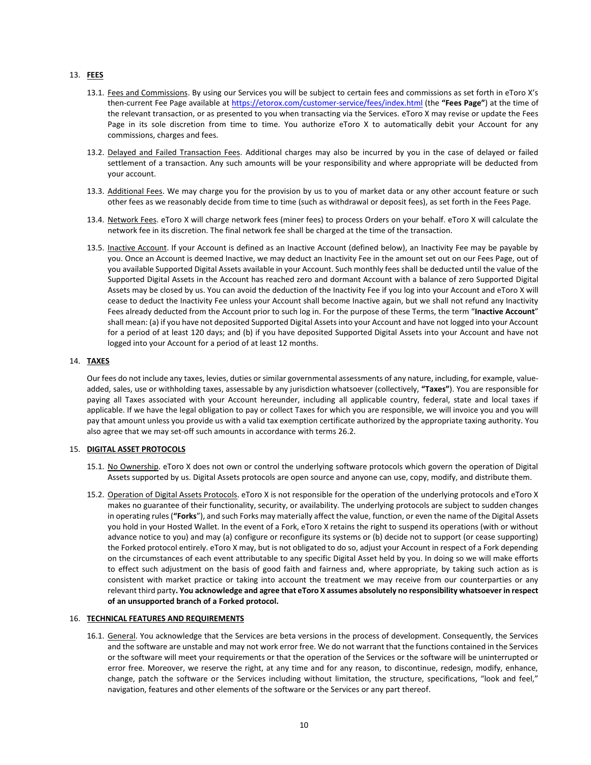## 13. **FEES**

13.1. Fees and Commissions. By using our Services you will be subject to certain fees and commissions as set forth in eToro X's then-current Fee Page available at https://etorox.com/customer-service/fees/index.html (the **"Fees Page"**) at the time of the relevant transaction, or as presented to you when transacting via the Services. eToro X may revise or update the Fees Page in its sole discretion from time to time. You authorize eToro X to automatically debit your Account for any commissions, charges and fees.

13.2. Delayed and Failed Transaction Fees. Additional charges may also be incurred by you in the case of delayed or failed settlement of a transaction. Any such amounts will be your responsibility and where appropriate will be deducted from your account.

13.3. Additional Fees. We may charge you for the provision by us to you of market data or any other account feature or such other fees as we reasonably decide from time to time (such as withdrawal or deposit fees), as set forth in the Fees Page.

13.4. Network Fees. eToro X will charge network fees (miner fees) to process Orders on your behalf. eToro X will calculate the network fee in its discretion. The final network fee shall be charged at the time of the transaction.

13.5. Inactive Account. If your Account is defined as an Inactive Account (defined below), an Inactivity Fee may be payable by you. Once an Account is deemed Inactive, we may deduct an Inactivity Fee in the amount set out on our Fees Page, out of you available Supported Digital Assets available in your Account. Such monthly fees shall be deducted until the value of the Supported Digital Assets in the Account has reached zero and dormant Account with a balance of zero Supported Digital Assets may be closed by us. You can avoid the deduction of the Inactivity Fee if you log into your Account and eToro X will cease to deduct the Inactivity Fee unless your Account shall become Inactive again, but we shall not refund any Inactivity Fees already deducted from the Account prior to such log in. For the purpose of these Terms, the term "**Inactive Account**" shall mean: (a) if you have not deposited Supported Digital Assets into your Account and have not logged into your Account for a period of at least 120 days; and (b) if you have deposited Supported Digital Assets into your Account and have not logged into your Account for a period of at least 12 months.

## 14. **TAXES**

Our fees do not include any taxes, levies, duties or similar governmental assessments of any nature, including, for example, value-added, sales, use or withholding taxes, assessable by any jurisdiction whatsoever (collectively, **"Taxes"**). You are responsible for paying all Taxes associated with your Account hereunder, including all applicable country, federal, state and local taxes if applicable. If we have the legal obligation to pay or collect Taxes for which you are responsible, we will invoice you and you will pay that amount unless you provide us with a valid tax exemption certificate authorized by the appropriate taxing authority. You also agree that we may set-off such amounts in accordance with terms 26.2.

## 15. **DIGITAL ASSET PROTOCOLS**

15.1. No Ownership. eToro X does not own or control the underlying software protocols which govern the operation of Digital Assets supported by us. Digital Assets protocols are open source and anyone can use, copy, modify, and distribute them.

15.2. Operation of Digital Assets Protocols. eToro X is not responsible for the operation of the underlying protocols and eToro X makes no guarantee of their functionality, security, or availability. The underlying protocols are subject to sudden changes in operating rules (**"Forks"**), and such Forks may materially affect the value, function, or even the name of the Digital Assets you hold in your Hosted Wallet. In the event of a Fork, eToro X retains the right to suspend its operations (with or without advance notice to you) and may (a) configure or reconfigure its systems or (b) decide not to support (or cease supporting) the Forked protocol entirely. eToro X may, but is not obligated to do so, adjust your Account in respect of a Fork depending on the circumstances of each event attributable to any specific Digital Asset held by you. In doing so we will make efforts to effect such adjustment on the basis of good faith and fairness and, where appropriate, by taking such action as is consistent with market practice or taking into account the treatment we may receive from our counterparties or any relevant third party**. You acknowledge and agree that eToro X assumes absolutely no responsibility whatsoever in respect of an unsupported branch of a Forked protocol.**

## 16. **TECHNICAL FEATURES AND REQUIREMENTS**

16.1. General. You acknowledge that the Services are beta versions in the process of development. Consequently, the Services and the software are unstable and may not work error free. We do not warrant that the functions contained in the Services or the software will meet your requirements or that the operation of the Services or the software will be uninterrupted or error free. Moreover, we reserve the right, at any time and for any reason, to discontinue, redesign, modify, enhance, change, patch the software or the Services including without limitation, the structure, specifications, "look and feel," navigation, features and other elements of the software or the Services or any part thereof.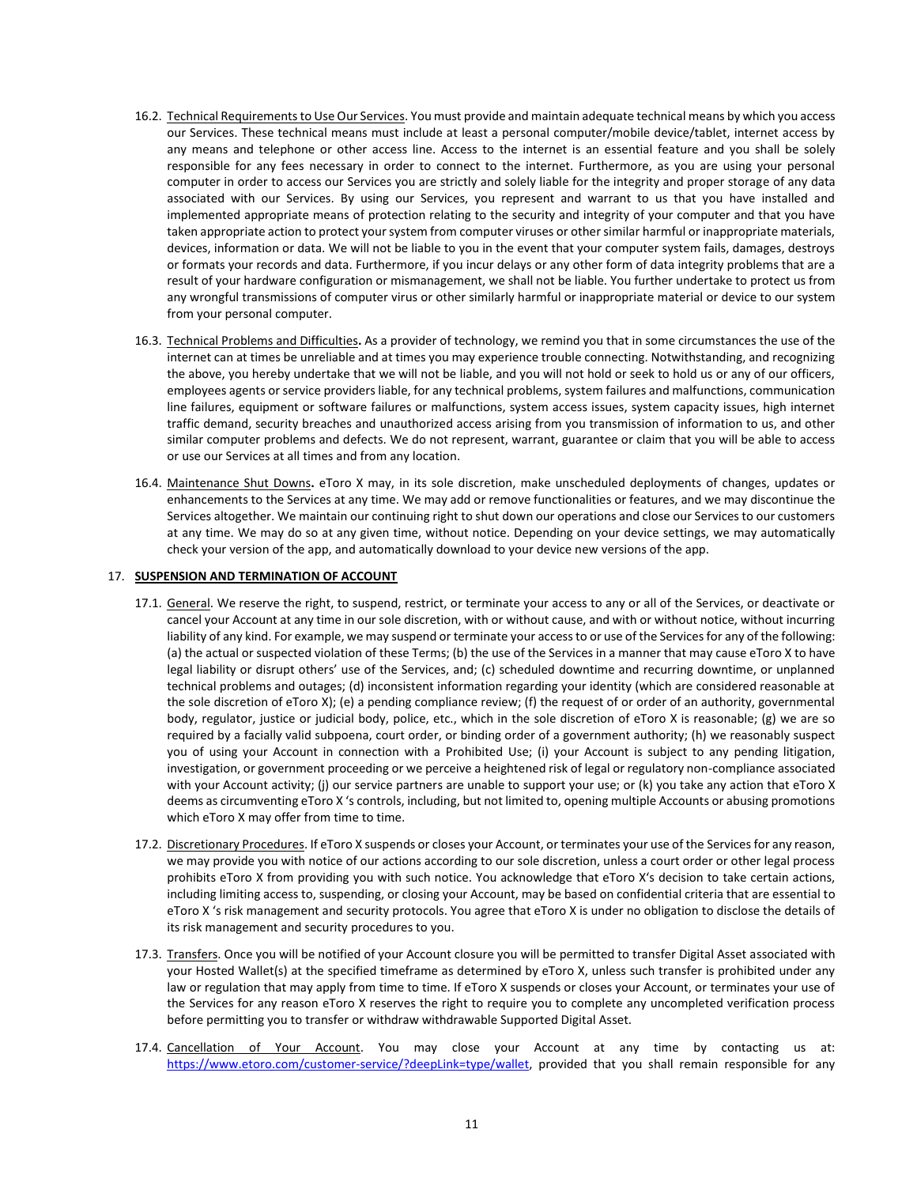16.2. Technical Requirements to Use Our Services. You must provide and maintain adequate technical means by which you access our Services. These technical means must include at least a personal computer/mobile device/tablet, internet access by any means and telephone or other access line. Access to the internet is an essential feature and you shall be solely responsible for any fees necessary in order to connect to the internet. Furthermore, as you are using your personal computer in order to access our Services you are strictly and solely liable for the integrity and proper storage of any data associated with our Services. By using our Services, you represent and warrant to us that you have installed and implemented appropriate means of protection relating to the security and integrity of your computer and that you have taken appropriate action to protect your system from computer viruses or other similar harmful or inappropriate materials, devices, information or data. We will not be liable to you in the event that your computer system fails, damages, destroys or formats your records and data. Furthermore, if you incur delays or any other form of data integrity problems that are a result of your hardware configuration or mismanagement, we shall not be liable. You further undertake to protect us from any wrongful transmissions of computer virus or other similarly harmful or inappropriate material or device to our system from your personal computer.

16.3. Technical Problems and Difficulties**.** As a provider of technology, we remind you that in some circumstances the use of the internet can at times be unreliable and at times you may experience trouble connecting. Notwithstanding, and recognizing the above, you hereby undertake that we will not be liable, and you will not hold or seek to hold us or any of our officers, employees agents or service providers liable, for any technical problems, system failures and malfunctions, communication line failures, equipment or software failures or malfunctions, system access issues, system capacity issues, high internet traffic demand, security breaches and unauthorized access arising from you transmission of information to us, and other similar computer problems and defects. We do not represent, warrant, guarantee or claim that you will be able to access or use our Services at all times and from any location.

16.4. Maintenance Shut Downs**.** eToro X may, in its sole discretion, make unscheduled deployments of changes, updates or enhancements to the Services at any time. We may add or remove functionalities or features, and we may discontinue the Services altogether. We maintain our continuing right to shut down our operations and close our Services to our customers at any time. We may do so at any given time, without notice. Depending on your device settings, we may automatically check your version of the app, and automatically download to your device new versions of the app.

17. **SUSPENSION AND TERMINATION OF ACCOUNT**

17.1. General. We reserve the right, to suspend, restrict, or terminate your access to any or all of the Services, or deactivate or cancel your Account at any time in our sole discretion, with or without cause, and with or without notice, without incurring liability of any kind. For example, we may suspend or terminate your access to or use of the Services for any of the following: (a) the actual or suspected violation of these Terms; (b) the use of the Services in a manner that may cause eToro X to have legal liability or disrupt others' use of the Services, and; (c) scheduled downtime and recurring downtime, or unplanned technical problems and outages; (d) inconsistent information regarding your identity (which are considered reasonable at the sole discretion of eToro X); (e) a pending compliance review; (f) the request of or order of an authority, governmental body, regulator, justice or judicial body, police, etc., which in the sole discretion of eToro X is reasonable; (g) we are so required by a facially valid subpoena, court order, or binding order of a government authority; (h) we reasonably suspect you of using your Account in connection with a Prohibited Use; (i) your Account is subject to any pending litigation, investigation, or government proceeding or we perceive a heightened risk of legal or regulatory non-compliance associated with your Account activity; (j) our service partners are unable to support your use; or (k) you take any action that eToro X deems as circumventing eToro X 's controls, including, but not limited to, opening multiple Accounts or abusing promotions which eToro X may offer from time to time.

17.2. Discretionary Procedures. If eToro X suspends or closes your Account, or terminates your use of the Services for any reason, we may provide you with notice of our actions according to our sole discretion, unless a court order or other legal process prohibits eToro X from providing you with such notice. You acknowledge that eToro X's decision to take certain actions, including limiting access to, suspending, or closing your Account, may be based on confidential criteria that are essential to eToro X 's risk management and security protocols. You agree that eToro X is under no obligation to disclose the details of its risk management and security procedures to you.

17.3. Transfers. Once you will be notified of your Account closure you will be permitted to transfer Digital Asset associated with your Hosted Wallet(s) at the specified timeframe as determined by eToro X, unless such transfer is prohibited under any law or regulation that may apply from time to time. If eToro X suspends or closes your Account, or terminates your use of the Services for any reason eToro X reserves the right to require you to complete any uncompleted verification process before permitting you to transfer or withdraw withdrawable Supported Digital Asset.

17.4. Cancellation of Your Account. You may close your Account at any time by contacting us at: https://www.etoro.com/customer-service/?deepLink=type/wallet, provided that you shall remain responsible for any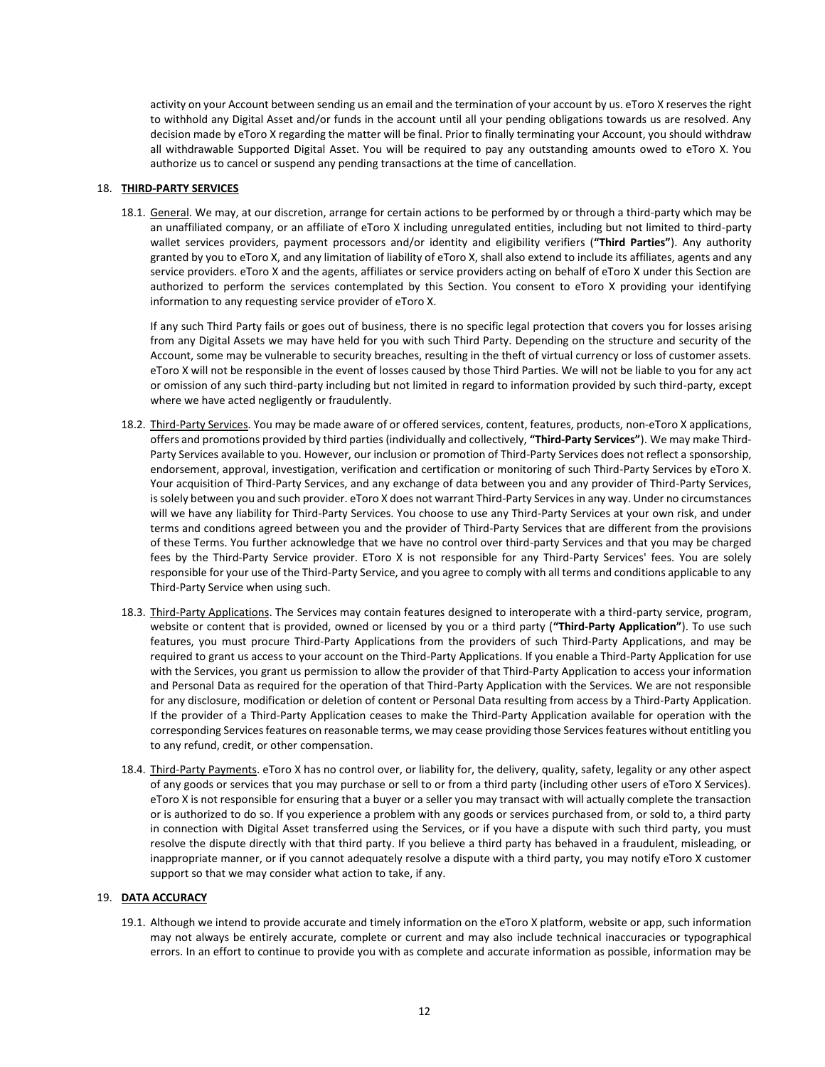activity on your Account between sending us an email and the termination of your account by us. eToro X reserves the right to withhold any Digital Asset and/or funds in the account until all your pending obligations towards us are resolved. Any decision made by eToro X regarding the matter will be final. Prior to finally terminating your Account, you should withdraw all withdrawable Supported Digital Asset. You will be required to pay any outstanding amounts owed to eToro X. You authorize us to cancel or suspend any pending transactions at the time of cancellation.

18. **THIRD-PARTY SERVICES**

18.1. General. We may, at our discretion, arrange for certain actions to be performed by or through a third-party which may be an unaffiliated company, or an affiliate of eToro X including unregulated entities, including but not limited to third-party wallet services providers, payment processors and/or identity and eligibility verifiers (**"Third Parties"**). Any authority granted by you to eToro X, and any limitation of liability of eToro X, shall also extend to include its affiliates, agents and any service providers. eToro X and the agents, affiliates or service providers acting on behalf of eToro X under this Section are authorized to perform the services contemplated by this Section. You consent to eToro X providing your identifying information to any requesting service provider of eToro X.

If any such Third Party fails or goes out of business, there is no specific legal protection that covers you for losses arising from any Digital Assets we may have held for you with such Third Party. Depending on the structure and security of the Account, some may be vulnerable to security breaches, resulting in the theft of virtual currency or loss of customer assets. eToro X will not be responsible in the event of losses caused by those Third Parties. We will not be liable to you for any act or omission of any such third-party including but not limited in regard to information provided by such third-party, except where we have acted negligently or fraudulently.

18.2. Third-Party Services. You may be made aware of or offered services, content, features, products, non-eToro X applications, offers and promotions provided by third parties (individually and collectively, **"Third-Party Services"**). We may make Third-Party Services available to you. However, our inclusion or promotion of Third-Party Services does not reflect a sponsorship, endorsement, approval, investigation, verification and certification or monitoring of such Third-Party Services by eToro X. Your acquisition of Third-Party Services, and any exchange of data between you and any provider of Third-Party Services, is solely between you and such provider. eToro X does not warrant Third-Party Services in any way. Under no circumstances will we have any liability for Third-Party Services. You choose to use any Third-Party Services at your own risk, and under terms and conditions agreed between you and the provider of Third-Party Services that are different from the provisions of these Terms. You further acknowledge that we have no control over third-party Services and that you may be charged fees by the Third-Party Service provider. EToro X is not responsible for any Third-Party Services' fees. You are solely responsible for your use of the Third-Party Service, and you agree to comply with all terms and conditions applicable to any Third-Party Service when using such.

18.3. Third-Party Applications. The Services may contain features designed to interoperate with a third-party service, program, website or content that is provided, owned or licensed by you or a third party (**"Third-Party Application"**). To use such features, you must procure Third-Party Applications from the providers of such Third-Party Applications, and may be required to grant us access to your account on the Third-Party Applications. If you enable a Third-Party Application for use with the Services, you grant us permission to allow the provider of that Third-Party Application to access your information and Personal Data as required for the operation of that Third-Party Application with the Services. We are not responsible for any disclosure, modification or deletion of content or Personal Data resulting from access by a Third-Party Application. If the provider of a Third-Party Application ceases to make the Third-Party Application available for operation with the corresponding Services features on reasonable terms, we may cease providing those Services features without entitling you to any refund, credit, or other compensation.

18.4. Third-Party Payments. eToro X has no control over, or liability for, the delivery, quality, safety, legality or any other aspect of any goods or services that you may purchase or sell to or from a third party (including other users of eToro X Services). eToro X is not responsible for ensuring that a buyer or a seller you may transact with will actually complete the transaction or is authorized to do so. If you experience a problem with any goods or services purchased from, or sold to, a third party in connection with Digital Asset transferred using the Services, or if you have a dispute with such third party, you must resolve the dispute directly with that third party. If you believe a third party has behaved in a fraudulent, misleading, or inappropriate manner, or if you cannot adequately resolve a dispute with a third party, you may notify eToro X customer support so that we may consider what action to take, if any.

19. **DATA ACCURACY**

19.1. Although we intend to provide accurate and timely information on the eToro X platform, website or app, such information may not always be entirely accurate, complete or current and may also include technical inaccuracies or typographical errors. In an effort to continue to provide you with as complete and accurate information as possible, information may be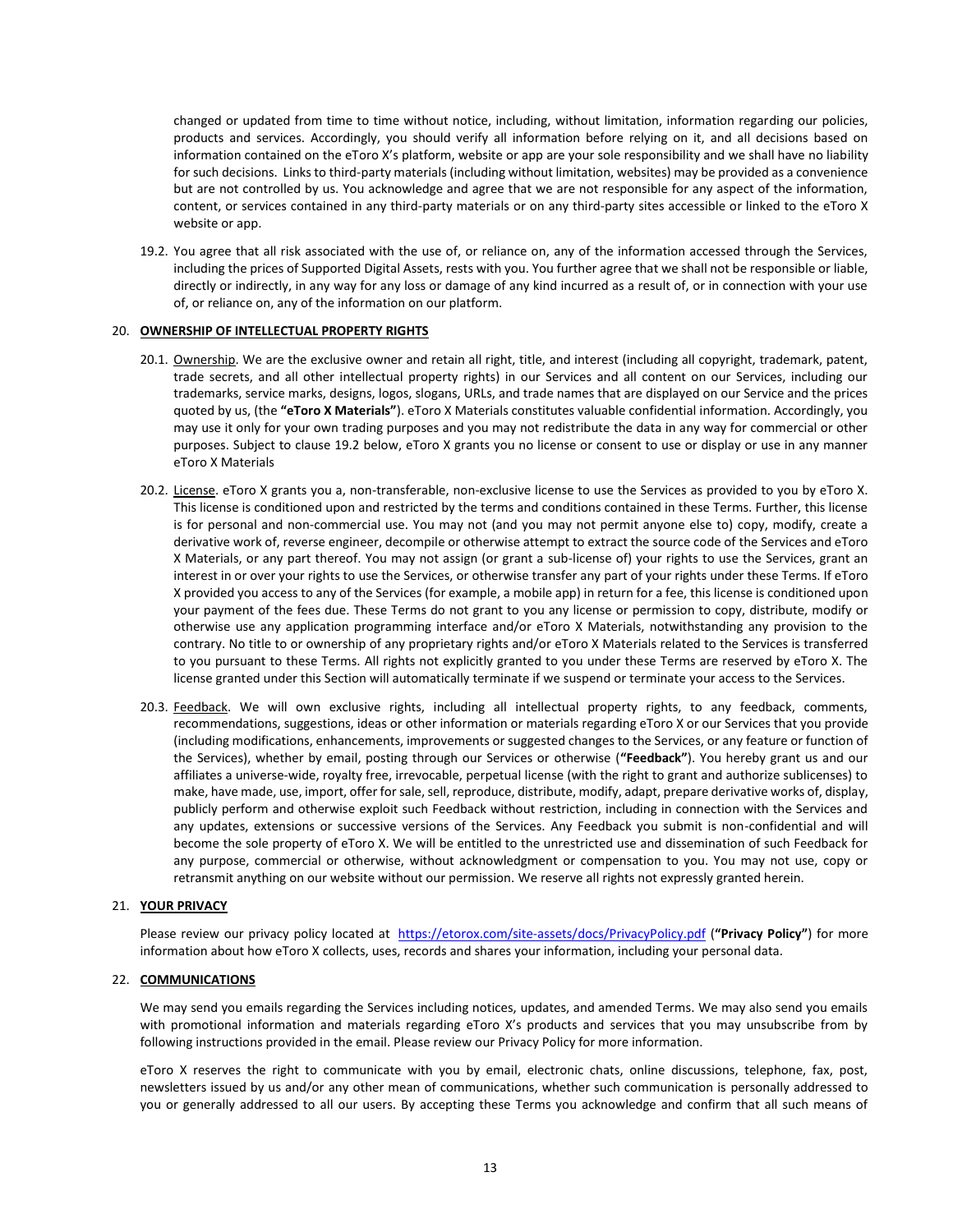changed or updated from time to time without notice, including, without limitation, information regarding our policies, products and services. Accordingly, you should verify all information before relying on it, and all decisions based on information contained on the eToro X's platform, website or app are your sole responsibility and we shall have no liability for such decisions. Links to third-party materials (including without limitation, websites) may be provided as a convenience but are not controlled by us. You acknowledge and agree that we are not responsible for any aspect of the information, content, or services contained in any third-party materials or on any third-party sites accessible or linked to the eToro X website or app.

19.2. You agree that all risk associated with the use of, or reliance on, any of the information accessed through the Services, including the prices of Supported Digital Assets, rests with you. You further agree that we shall not be responsible or liable, directly or indirectly, in any way for any loss or damage of any kind incurred as a result of, or in connection with your use of, or reliance on, any of the information on our platform.

## 20. **OWNERSHIP OF INTELLECTUAL PROPERTY RIGHTS**

20.1. Ownership. We are the exclusive owner and retain all right, title, and interest (including all copyright, trademark, patent, trade secrets, and all other intellectual property rights) in our Services and all content on our Services, including our trademarks, service marks, designs, logos, slogans, URLs, and trade names that are displayed on our Service and the prices quoted by us, (the **"eToro X Materials"**). eToro X Materials constitutes valuable confidential information. Accordingly, you may use it only for your own trading purposes and you may not redistribute the data in any way for commercial or other purposes. Subject to clause 19.2 below, eToro X grants you no license or consent to use or display or use in any manner eToro X Materials

20.2. License. eToro X grants you a, non-transferable, non-exclusive license to use the Services as provided to you by eToro X. This license is conditioned upon and restricted by the terms and conditions contained in these Terms. Further, this license is for personal and non-commercial use. You may not (and you may not permit anyone else to) copy, modify, create a derivative work of, reverse engineer, decompile or otherwise attempt to extract the source code of the Services and eToro X Materials, or any part thereof. You may not assign (or grant a sub-license of) your rights to use the Services, grant an interest in or over your rights to use the Services, or otherwise transfer any part of your rights under these Terms. If eToro X provided you access to any of the Services (for example, a mobile app) in return for a fee, this license is conditioned upon your payment of the fees due. These Terms do not grant to you any license or permission to copy, distribute, modify or otherwise use any application programming interface and/or eToro X Materials, notwithstanding any provision to the contrary. No title to or ownership of any proprietary rights and/or eToro X Materials related to the Services is transferred to you pursuant to these Terms. All rights not explicitly granted to you under these Terms are reserved by eToro X. The license granted under this Section will automatically terminate if we suspend or terminate your access to the Services.

20.3. Feedback. We will own exclusive rights, including all intellectual property rights, to any feedback, comments, recommendations, suggestions, ideas or other information or materials regarding eToro X or our Services that you provide (including modifications, enhancements, improvements or suggested changes to the Services, or any feature or function of the Services), whether by email, posting through our Services or otherwise (**"Feedback"**). You hereby grant us and our affiliates a universe-wide, royalty free, irrevocable, perpetual license (with the right to grant and authorize sublicenses) to make, have made, use, import, offer for sale, sell, reproduce, distribute, modify, adapt, prepare derivative works of, display, publicly perform and otherwise exploit such Feedback without restriction, including in connection with the Services and any updates, extensions or successive versions of the Services. Any Feedback you submit is non-confidential and will become the sole property of eToro X. We will be entitled to the unrestricted use and dissemination of such Feedback for any purpose, commercial or otherwise, without acknowledgment or compensation to you. You may not use, copy or retransmit anything on our website without our permission. We reserve all rights not expressly granted herein.

## 21. **YOUR PRIVACY**

Please review our privacy policy located at https://etorox.com/site-assets/docs/PrivacyPolicy.pdf (**"Privacy Policy"**) for more information about how eToro X collects, uses, records and shares your information, including your personal data.

## 22. **COMMUNICATIONS**

We may send you emails regarding the Services including notices, updates, and amended Terms. We may also send you emails with promotional information and materials regarding eToro X's products and services that you may unsubscribe from by following instructions provided in the email. Please review our Privacy Policy for more information.

eToro X reserves the right to communicate with you by email, electronic chats, online discussions, telephone, fax, post, newsletters issued by us and/or any other mean of communications, whether such communication is personally addressed to you or generally addressed to all our users. By accepting these Terms you acknowledge and confirm that all such means of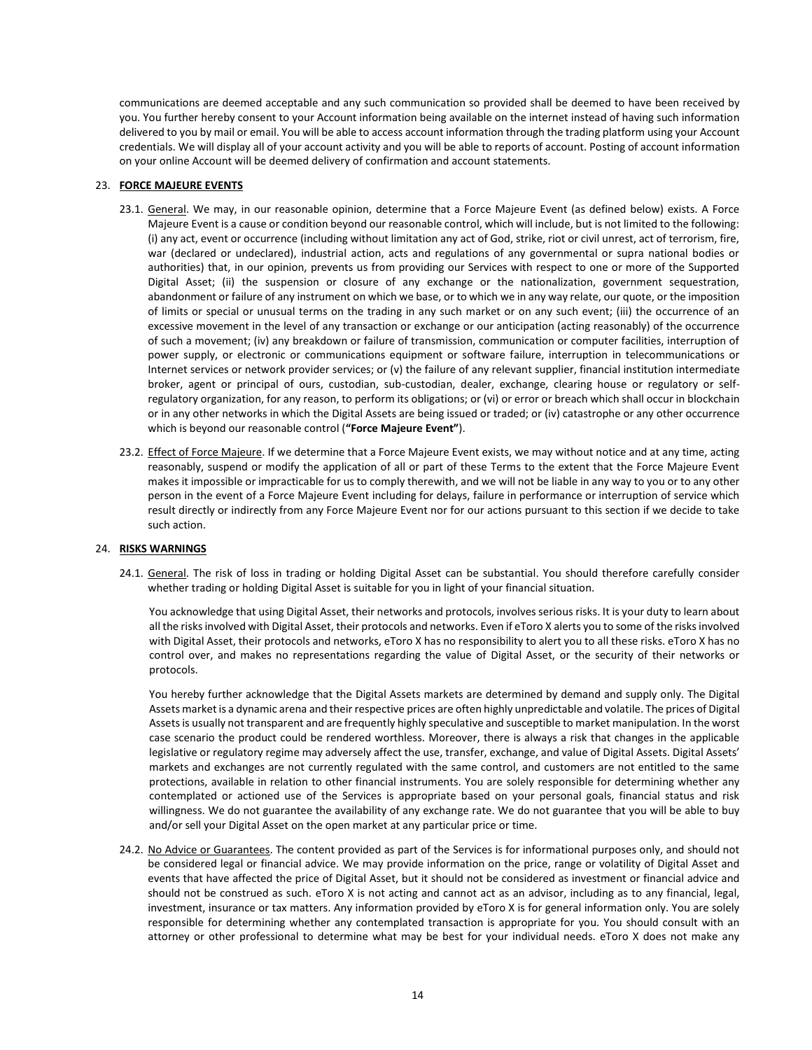communications are deemed acceptable and any such communication so provided shall be deemed to have been received by you. You further hereby consent to your Account information being available on the internet instead of having such information delivered to you by mail or email. You will be able to access account information through the trading platform using your Account credentials. We will display all of your account activity and you will be able to reports of account. Posting of account information on your online Account will be deemed delivery of confirmation and account statements.

## 23. FORCE MAJEURE EVENTS

23.1. General. We may, in our reasonable opinion, determine that a Force Majeure Event (as defined below) exists. A Force Majeure Event is a cause or condition beyond our reasonable control, which will include, but is not limited to the following: (i) any act, event or occurrence (including without limitation any act of God, strike, riot or civil unrest, act of terrorism, fire, war (declared or undeclared), industrial action, acts and regulations of any governmental or supra national bodies or authorities) that, in our opinion, prevents us from providing our Services with respect to one or more of the Supported Digital Asset; (ii) the suspension or closure of any exchange or the nationalization, government sequestration, abandonment or failure of any instrument on which we base, or to which we in any way relate, our quote, or the imposition of limits or special or unusual terms on the trading in any such market or on any such event; (iii) the occurrence of an excessive movement in the level of any transaction or exchange or our anticipation (acting reasonably) of the occurrence of such a movement; (iv) any breakdown or failure of transmission, communication or computer facilities, interruption of power supply, or electronic or communications equipment or software failure, interruption in telecommunications or Internet services or network provider services; or (v) the failure of any relevant supplier, financial institution intermediate broker, agent or principal of ours, custodian, sub-custodian, dealer, exchange, clearing house or regulatory or self-regulatory organization, for any reason, to perform its obligations; or (vi) or error or breach which shall occur in blockchain or in any other networks in which the Digital Assets are being issued or traded; or (iv) catastrophe or any other occurrence which is beyond our reasonable control (**"Force Majeure Event"**).

23.2. Effect of Force Majeure. If we determine that a Force Majeure Event exists, we may without notice and at any time, acting reasonably, suspend or modify the application of all or part of these Terms to the extent that the Force Majeure Event makes it impossible or impracticable for us to comply therewith, and we will not be liable in any way to you or to any other person in the event of a Force Majeure Event including for delays, failure in performance or interruption of service which result directly or indirectly from any Force Majeure Event nor for our actions pursuant to this section if we decide to take such action.

## 24. RISKS WARNINGS

24.1. General. The risk of loss in trading or holding Digital Asset can be substantial. You should therefore carefully consider whether trading or holding Digital Asset is suitable for you in light of your financial situation.

You acknowledge that using Digital Asset, their networks and protocols, involves serious risks. It is your duty to learn about all the risks involved with Digital Asset, their protocols and networks. Even if eToro X alerts you to some of the risks involved with Digital Asset, their protocols and networks, eToro X has no responsibility to alert you to all these risks. eToro X has no control over, and makes no representations regarding the value of Digital Asset, or the security of their networks or protocols.

You hereby further acknowledge that the Digital Assets markets are determined by demand and supply only. The Digital Assets market is a dynamic arena and their respective prices are often highly unpredictable and volatile. The prices of Digital Assets is usually not transparent and are frequently highly speculative and susceptible to market manipulation. In the worst case scenario the product could be rendered worthless. Moreover, there is always a risk that changes in the applicable legislative or regulatory regime may adversely affect the use, transfer, exchange, and value of Digital Assets. Digital Assets' markets and exchanges are not currently regulated with the same control, and customers are not entitled to the same protections, available in relation to other financial instruments. You are solely responsible for determining whether any contemplated or actioned use of the Services is appropriate based on your personal goals, financial status and risk willingness. We do not guarantee the availability of any exchange rate. We do not guarantee that you will be able to buy and/or sell your Digital Asset on the open market at any particular price or time.

24.2. No Advice or Guarantees. The content provided as part of the Services is for informational purposes only, and should not be considered legal or financial advice. We may provide information on the price, range or volatility of Digital Asset and events that have affected the price of Digital Asset, but it should not be considered as investment or financial advice and should not be construed as such. eToro X is not acting and cannot act as an advisor, including as to any financial, legal, investment, insurance or tax matters. Any information provided by eToro X is for general information only. You are solely responsible for determining whether any contemplated transaction is appropriate for you. You should consult with an attorney or other professional to determine what may be best for your individual needs. eToro X does not make any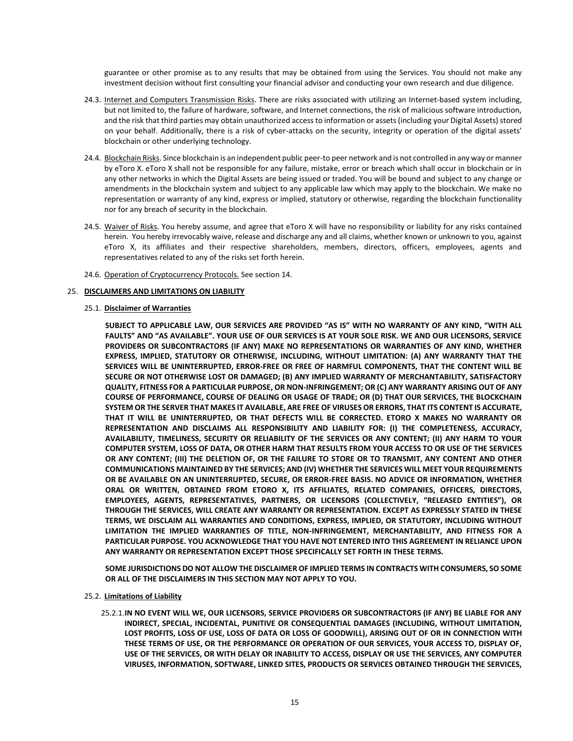guarantee or other promise as to any results that may be obtained from using the Services. You should not make any investment decision without first consulting your financial advisor and conducting your own research and due diligence.

24.3. Internet and Computers Transmission Risks. There are risks associated with utilizing an Internet-based system including, but not limited to, the failure of hardware, software, and Internet connections, the risk of malicious software introduction, and the risk that third parties may obtain unauthorized access to information or assets (including your Digital Assets) stored on your behalf. Additionally, there is a risk of cyber-attacks on the security, integrity or operation of the digital assets' blockchain or other underlying technology.

24.4. Blockchain Risks. Since blockchain is an independent public peer-to peer network and is not controlled in any way or manner by eToro X. eToro X shall not be responsible for any failure, mistake, error or breach which shall occur in blockchain or in any other networks in which the Digital Assets are being issued or traded. You will be bound and subject to any change or amendments in the blockchain system and subject to any applicable law which may apply to the blockchain. We make no representation or warranty of any kind, express or implied, statutory or otherwise, regarding the blockchain functionality nor for any breach of security in the blockchain.

24.5. Waiver of Risks. You hereby assume, and agree that eToro X will have no responsibility or liability for any risks contained herein. You hereby irrevocably waive, release and discharge any and all claims, whether known or unknown to you, against eToro X, its affiliates and their respective shareholders, members, directors, officers, employees, agents and representatives related to any of the risks set forth herein.

24.6. Operation of Cryptocurrency Protocols. See section 14.

## 25. DISCLAIMERS AND LIMITATIONS ON LIABILITY

### 25.1. Disclaimer of Warranties

**SUBJECT TO APPLICABLE LAW, OUR SERVICES ARE PROVIDED "AS IS" WITH NO WARRANTY OF ANY KIND, "WITH ALL FAULTS" AND "AS AVAILABLE". YOUR USE OF OUR SERVICES IS AT YOUR SOLE RISK. WE AND OUR LICENSORS, SERVICE PROVIDERS OR SUBCONTRACTORS (IF ANY) MAKE NO REPRESENTATIONS OR WARRANTIES OF ANY KIND, WHETHER EXPRESS, IMPLIED, STATUTORY OR OTHERWISE, INCLUDING, WITHOUT LIMITATION: (A) ANY WARRANTY THAT THE SERVICES WILL BE UNINTERRUPTED, ERROR-FREE OR FREE OF HARMFUL COMPONENTS, THAT THE CONTENT WILL BE SECURE OR NOT OTHERWISE LOST OR DAMAGED; (B) ANY IMPLIED WARRANTY OF MERCHANTABILITY, SATISFACTORY QUALITY, FITNESS FOR A PARTICULAR PURPOSE, OR NON-INFRINGEMENT; OR (C) ANY WARRANTY ARISING OUT OF ANY COURSE OF PERFORMANCE, COURSE OF DEALING OR USAGE OF TRADE; OR (D) THAT OUR SERVICES, THE BLOCKCHAIN SYSTEM OR THE SERVER THAT MAKES IT AVAILABLE, ARE FREE OF VIRUSES OR ERRORS, THAT ITS CONTENT IS ACCURATE, THAT IT WILL BE UNINTERRUPTED, OR THAT DEFECTS WILL BE CORRECTED. ETORO X MAKES NO WARRANTY OR REPRESENTATION AND DISCLAIMS ALL RESPONSIBILITY AND LIABILITY FOR: (I) THE COMPLETENESS, ACCURACY, AVAILABILITY, TIMELINESS, SECURITY OR RELIABILITY OF THE SERVICES OR ANY CONTENT; (II) ANY HARM TO YOUR COMPUTER SYSTEM, LOSS OF DATA, OR OTHER HARM THAT RESULTS FROM YOUR ACCESS TO OR USE OF THE SERVICES OR ANY CONTENT; (III) THE DELETION OF, OR THE FAILURE TO STORE OR TO TRANSMIT, ANY CONTENT AND OTHER COMMUNICATIONS MAINTAINED BY THE SERVICES; AND (IV) WHETHER THE SERVICES WILL MEET YOUR REQUIREMENTS OR BE AVAILABLE ON AN UNINTERRUPTED, SECURE, OR ERROR-FREE BASIS. NO ADVICE OR INFORMATION, WHETHER ORAL OR WRITTEN, OBTAINED FROM ETORO X, ITS AFFILIATES, RELATED COMPANIES, OFFICERS, DIRECTORS, EMPLOYEES, AGENTS, REPRESENTATIVES, PARTNERS, OR LICENSORS (COLLECTIVELY, "RELEASED ENTITIES"), OR THROUGH THE SERVICES, WILL CREATE ANY WARRANTY OR REPRESENTATION. EXCEPT AS EXPRESSLY STATED IN THESE TERMS, WE DISCLAIM ALL WARRANTIES AND CONDITIONS, EXPRESS, IMPLIED, OR STATUTORY, INCLUDING WITHOUT LIMITATION THE IMPLIED WARRANTIES OF TITLE, NON-INFRINGEMENT, MERCHANTABILITY, AND FITNESS FOR A PARTICULAR PURPOSE. YOU ACKNOWLEDGE THAT YOU HAVE NOT ENTERED INTO THIS AGREEMENT IN RELIANCE UPON ANY WARRANTY OR REPRESENTATION EXCEPT THOSE SPECIFICALLY SET FORTH IN THESE TERMS.**

**SOME JURISDICTIONS DO NOT ALLOW THE DISCLAIMER OF IMPLIED TERMS IN CONTRACTS WITH CONSUMERS, SO SOME OR ALL OF THE DISCLAIMERS IN THIS SECTION MAY NOT APPLY TO YOU.**

### 25.2. Limitations of Liability

25.2.1. **IN NO EVENT WILL WE, OUR LICENSORS, SERVICE PROVIDERS OR SUBCONTRACTORS (IF ANY) BE LIABLE FOR ANY INDIRECT, SPECIAL, INCIDENTAL, PUNITIVE OR CONSEQUENTIAL DAMAGES (INCLUDING, WITHOUT LIMITATION, LOST PROFITS, LOSS OF USE, LOSS OF DATA OR LOSS OF GOODWILL), ARISING OUT OF OR IN CONNECTION WITH THESE TERMS OF USE, OR THE PERFORMANCE OR OPERATION OF OUR SERVICES, YOUR ACCESS TO, DISPLAY OF, USE OF THE SERVICES, OR WITH DELAY OR INABILITY TO ACCESS, DISPLAY OR USE THE SERVICES, ANY COMPUTER VIRUSES, INFORMATION, SOFTWARE, LINKED SITES, PRODUCTS OR SERVICES OBTAINED THROUGH THE SERVICES,**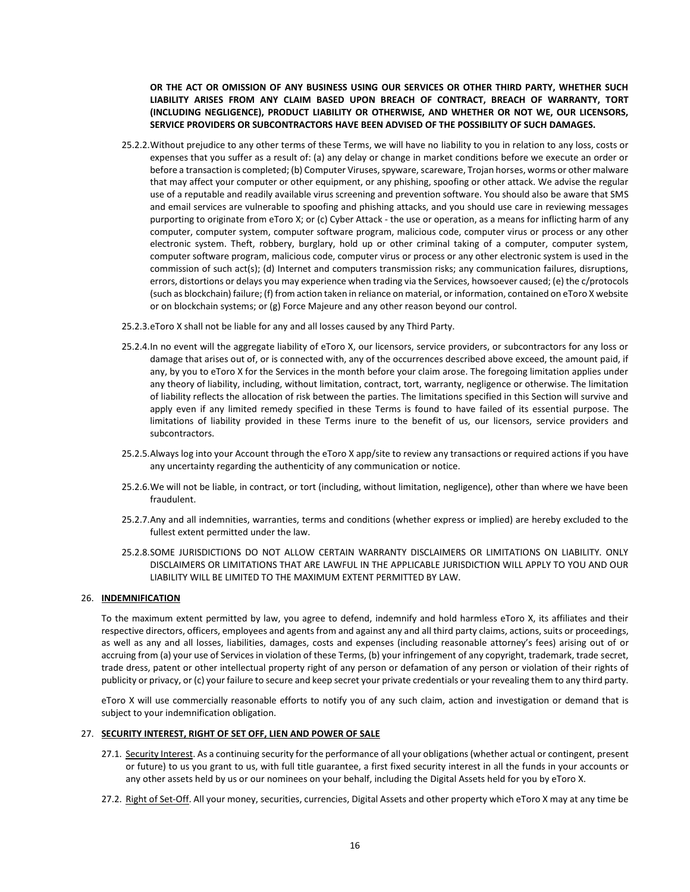**OR THE ACT OR OMISSION OF ANY BUSINESS USING OUR SERVICES OR OTHER THIRD PARTY, WHETHER SUCH LIABILITY ARISES FROM ANY CLAIM BASED UPON BREACH OF CONTRACT, BREACH OF WARRANTY, TORT (INCLUDING NEGLIGENCE), PRODUCT LIABILITY OR OTHERWISE, AND WHETHER OR NOT WE, OUR LICENSORS, SERVICE PROVIDERS OR SUBCONTRACTORS HAVE BEEN ADVISED OF THE POSSIBILITY OF SUCH DAMAGES.**

25.2.2. Without prejudice to any other terms of these Terms, we will have no liability to you in relation to any loss, costs or expenses that you suffer as a result of: (a) any delay or change in market conditions before we execute an order or before a transaction is completed; (b) Computer Viruses, spyware, scareware, Trojan horses, worms or other malware that may affect your computer or other equipment, or any phishing, spoofing or other attack. We advise the regular use of a reputable and readily available virus screening and prevention software. You should also be aware that SMS and email services are vulnerable to spoofing and phishing attacks, and you should use care in reviewing messages purporting to originate from eToro X; or (c) Cyber Attack - the use or operation, as a means for inflicting harm of any computer, computer system, computer software program, malicious code, computer virus or process or any other electronic system. Theft, robbery, burglary, hold up or other criminal taking of a computer, computer system, computer software program, malicious code, computer virus or process or any other electronic system is used in the commission of such act(s); (d) Internet and computers transmission risks; any communication failures, disruptions, errors, distortions or delays you may experience when trading via the Services, howsoever caused; (e) the c/protocols (such as blockchain) failure; (f) from action taken in reliance on material, or information, contained on eToro X website or on blockchain systems; or (g) Force Majeure and any other reason beyond our control.

25.2.3. eToro X shall not be liable for any and all losses caused by any Third Party.

25.2.4. In no event will the aggregate liability of eToro X, our licensors, service providers, or subcontractors for any loss or damage that arises out of, or is connected with, any of the occurrences described above exceed, the amount paid, if any, by you to eToro X for the Services in the month before your claim arose. The foregoing limitation applies under any theory of liability, including, without limitation, contract, tort, warranty, negligence or otherwise. The limitation of liability reflects the allocation of risk between the parties. The limitations specified in this Section will survive and apply even if any limited remedy specified in these Terms is found to have failed of its essential purpose. The limitations of liability provided in these Terms inure to the benefit of us, our licensors, service providers and subcontractors.

25.2.5. Always log into your Account through the eToro X app/site to review any transactions or required actions if you have any uncertainty regarding the authenticity of any communication or notice.

25.2.6. We will not be liable, in contract, or tort (including, without limitation, negligence), other than where we have been fraudulent.

25.2.7. Any and all indemnities, warranties, terms and conditions (whether express or implied) are hereby excluded to the fullest extent permitted under the law.

25.2.8. SOME JURISDICTIONS DO NOT ALLOW CERTAIN WARRANTY DISCLAIMERS OR LIMITATIONS ON LIABILITY. ONLY DISCLAIMERS OR LIMITATIONS THAT ARE LAWFUL IN THE APPLICABLE JURISDICTION WILL APPLY TO YOU AND OUR LIABILITY WILL BE LIMITED TO THE MAXIMUM EXTENT PERMITTED BY LAW.

## 26. INDEMNIFICATION

To the maximum extent permitted by law, you agree to defend, indemnify and hold harmless eToro X, its affiliates and their respective directors, officers, employees and agents from and against any and all third party claims, actions, suits or proceedings, as well as any and all losses, liabilities, damages, costs and expenses (including reasonable attorney's fees) arising out of or accruing from (a) your use of Services in violation of these Terms, (b) your infringement of any copyright, trademark, trade secret, trade dress, patent or other intellectual property right of any person or defamation of any person or violation of their rights of publicity or privacy, or (c) your failure to secure and keep secret your private credentials or your revealing them to any third party.

eToro X will use commercially reasonable efforts to notify you of any such claim, action and investigation or demand that is subject to your indemnification obligation.

## 27. SECURITY INTEREST, RIGHT OF SET OFF, LIEN AND POWER OF SALE

27.1. Security Interest. As a continuing security for the performance of all your obligations (whether actual or contingent, present or future) to us you grant to us, with full title guarantee, a first fixed security interest in all the funds in your accounts or any other assets held by us or our nominees on your behalf, including the Digital Assets held for you by eToro X.

27.2. Right of Set-Off. All your money, securities, currencies, Digital Assets and other property which eToro X may at any time be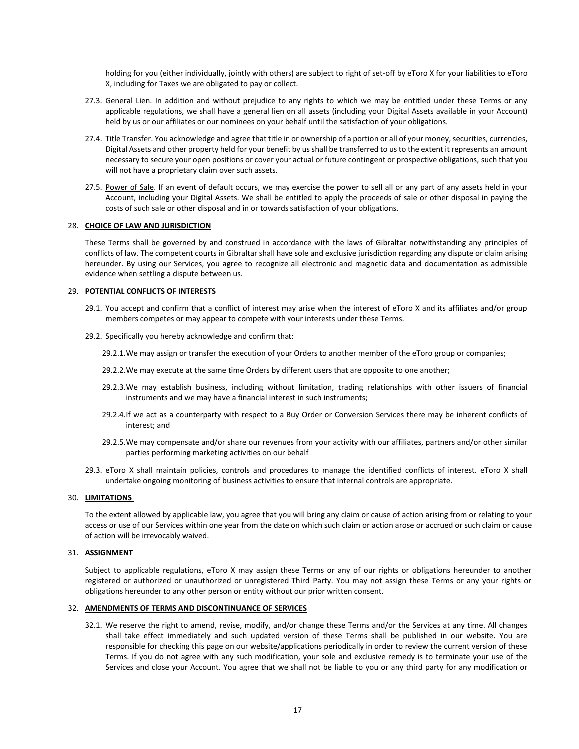holding for you (either individually, jointly with others) are subject to right of set-off by eToro X for your liabilities to eToro X, including for Taxes we are obligated to pay or collect.

27.3. General Lien. In addition and without prejudice to any rights to which we may be entitled under these Terms or any applicable regulations, we shall have a general lien on all assets (including your Digital Assets available in your Account) held by us or our affiliates or our nominees on your behalf until the satisfaction of your obligations.

27.4. Title Transfer. You acknowledge and agree that title in or ownership of a portion or all of your money, securities, currencies, Digital Assets and other property held for your benefit by us shall be transferred to us to the extent it represents an amount necessary to secure your open positions or cover your actual or future contingent or prospective obligations, such that you will not have a proprietary claim over such assets.

27.5. Power of Sale. If an event of default occurs, we may exercise the power to sell all or any part of any assets held in your Account, including your Digital Assets. We shall be entitled to apply the proceeds of sale or other disposal in paying the costs of such sale or other disposal and in or towards satisfaction of your obligations.

## 28. CHOICE OF LAW AND JURISDICTION

These Terms shall be governed by and construed in accordance with the laws of Gibraltar notwithstanding any principles of conflicts of law. The competent courts in Gibraltar shall have sole and exclusive jurisdiction regarding any dispute or claim arising hereunder. By using our Services, you agree to recognize all electronic and magnetic data and documentation as admissible evidence when settling a dispute between us.

## 29. POTENTIAL CONFLICTS OF INTERESTS

29.1. You accept and confirm that a conflict of interest may arise when the interest of eToro X and its affiliates and/or group members competes or may appear to compete with your interests under these Terms.

29.2. Specifically you hereby acknowledge and confirm that:

29.2.1. We may assign or transfer the execution of your Orders to another member of the eToro group or companies;

29.2.2. We may execute at the same time Orders by different users that are opposite to one another;

29.2.3. We may establish business, including without limitation, trading relationships with other issuers of financial instruments and we may have a financial interest in such instruments;

29.2.4. If we act as a counterparty with respect to a Buy Order or Conversion Services there may be inherent conflicts of interest; and

29.2.5. We may compensate and/or share our revenues from your activity with our affiliates, partners and/or other similar parties performing marketing activities on our behalf

29.3. eToro X shall maintain policies, controls and procedures to manage the identified conflicts of interest. eToro X shall undertake ongoing monitoring of business activities to ensure that internal controls are appropriate.

## 30. LIMITATIONS

To the extent allowed by applicable law, you agree that you will bring any claim or cause of action arising from or relating to your access or use of our Services within one year from the date on which such claim or action arose or accrued or such claim or cause of action will be irrevocably waived.

## 31. ASSIGNMENT

Subject to applicable regulations, eToro X may assign these Terms or any of our rights or obligations hereunder to another registered or authorized or unauthorized or unregistered Third Party. You may not assign these Terms or any your rights or obligations hereunder to any other person or entity without our prior written consent.

## 32. AMENDMENTS OF TERMS AND DISCONTINUANCE OF SERVICES

32.1. We reserve the right to amend, revise, modify, and/or change these Terms and/or the Services at any time. All changes shall take effect immediately and such updated version of these Terms shall be published in our website. You are responsible for checking this page on our website/applications periodically in order to review the current version of these Terms. If you do not agree with any such modification, your sole and exclusive remedy is to terminate your use of the Services and close your Account. You agree that we shall not be liable to you or any third party for any modification or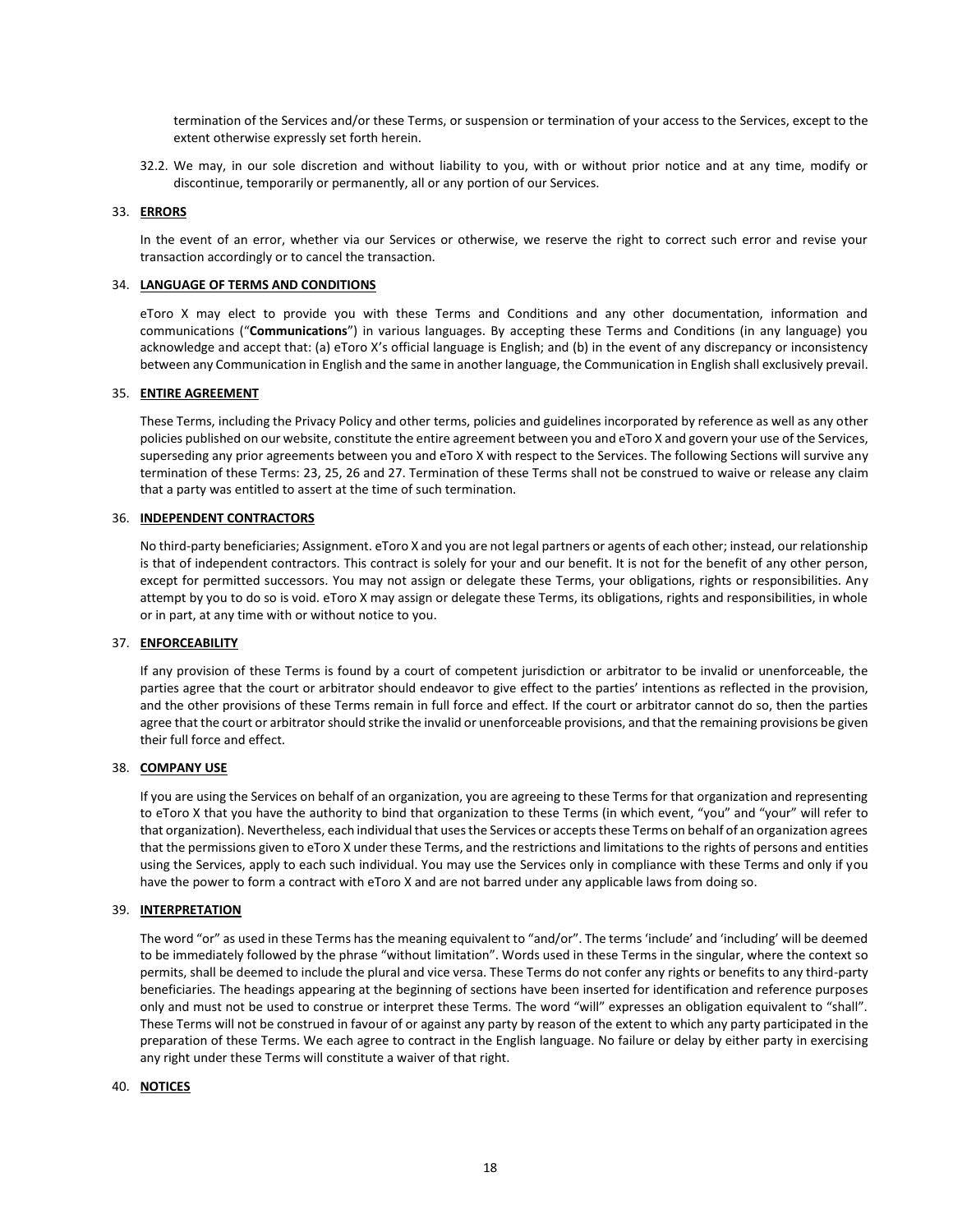termination of the Services and/or these Terms, or suspension or termination of your access to the Services, except to the extent otherwise expressly set forth herein.

32.2. We may, in our sole discretion and without liability to you, with or without prior notice and at any time, modify or discontinue, temporarily or permanently, all or any portion of our Services.

## 33. ERRORS

In the event of an error, whether via our Services or otherwise, we reserve the right to correct such error and revise your transaction accordingly or to cancel the transaction.

## 34. LANGUAGE OF TERMS AND CONDITIONS

eToro X may elect to provide you with these Terms and Conditions and any other documentation, information and communications ("**Communications**") in various languages. By accepting these Terms and Conditions (in any language) you acknowledge and accept that: (a) eToro X's official language is English; and (b) in the event of any discrepancy or inconsistency between any Communication in English and the same in another language, the Communication in English shall exclusively prevail.

## 35. ENTIRE AGREEMENT

These Terms, including the Privacy Policy and other terms, policies and guidelines incorporated by reference as well as any other policies published on our website, constitute the entire agreement between you and eToro X and govern your use of the Services, superseding any prior agreements between you and eToro X with respect to the Services. The following Sections will survive any termination of these Terms: 23, 25, 26 and 27. Termination of these Terms shall not be construed to waive or release any claim that a party was entitled to assert at the time of such termination.

## 36. INDEPENDENT CONTRACTORS

No third-party beneficiaries; Assignment. eToro X and you are not legal partners or agents of each other; instead, our relationship is that of independent contractors. This contract is solely for your and our benefit. It is not for the benefit of any other person, except for permitted successors. You may not assign or delegate these Terms, your obligations, rights or responsibilities. Any attempt by you to do so is void. eToro X may assign or delegate these Terms, its obligations, rights and responsibilities, in whole or in part, at any time with or without notice to you.

## 37. ENFORCEABILITY

If any provision of these Terms is found by a court of competent jurisdiction or arbitrator to be invalid or unenforceable, the parties agree that the court or arbitrator should endeavor to give effect to the parties' intentions as reflected in the provision, and the other provisions of these Terms remain in full force and effect. If the court or arbitrator cannot do so, then the parties agree that the court or arbitrator should strike the invalid or unenforceable provisions, and that the remaining provisions be given their full force and effect.

## 38. COMPANY USE

If you are using the Services on behalf of an organization, you are agreeing to these Terms for that organization and representing to eToro X that you have the authority to bind that organization to these Terms (in which event, "you" and "your" will refer to that organization). Nevertheless, each individual that uses the Services or accepts these Terms on behalf of an organization agrees that the permissions given to eToro X under these Terms, and the restrictions and limitations to the rights of persons and entities using the Services, apply to each such individual. You may use the Services only in compliance with these Terms and only if you have the power to form a contract with eToro X and are not barred under any applicable laws from doing so.

## 39. INTERPRETATION

The word "or" as used in these Terms has the meaning equivalent to "and/or". The terms 'include' and 'including' will be deemed to be immediately followed by the phrase "without limitation". Words used in these Terms in the singular, where the context so permits, shall be deemed to include the plural and vice versa. These Terms do not confer any rights or benefits to any third-party beneficiaries. The headings appearing at the beginning of sections have been inserted for identification and reference purposes only and must not be used to construe or interpret these Terms. The word "will" expresses an obligation equivalent to "shall". These Terms will not be construed in favour of or against any party by reason of the extent to which any party participated in the preparation of these Terms. We each agree to contract in the English language. No failure or delay by either party in exercising any right under these Terms will constitute a waiver of that right.

## 40. NOTICES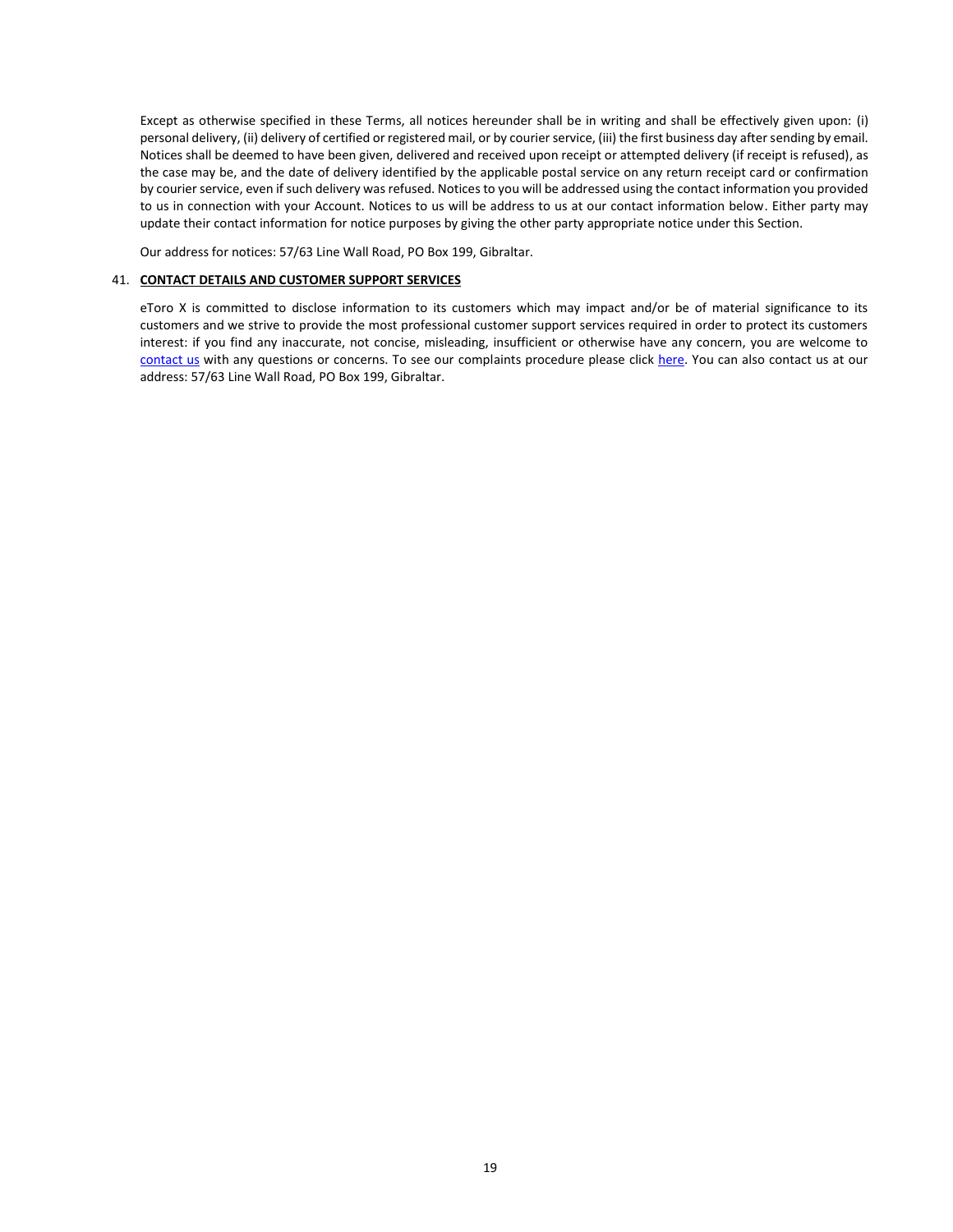Except as otherwise specified in these Terms, all notices hereunder shall be in writing and shall be effectively given upon: (i) personal delivery, (ii) delivery of certified or registered mail, or by courier service, (iii) the first business day after sending by email. Notices shall be deemed to have been given, delivered and received upon receipt or attempted delivery (if receipt is refused), as the case may be, and the date of delivery identified by the applicable postal service on any return receipt card or confirmation by courier service, even if such delivery was refused. Notices to you will be addressed using the contact information you provided to us in connection with your Account. Notices to us will be address to us at our contact information below. Either party may update their contact information for notice purposes by giving the other party appropriate notice under this Section.

Our address for notices: 57/63 Line Wall Road, PO Box 199, Gibraltar.

## 41. CONTACT DETAILS AND CUSTOMER SUPPORT SERVICES

eToro X is committed to disclose information to its customers which may impact and/or be of material significance to its customers and we strive to provide the most professional customer support services required in order to protect its customers interest: if you find any inaccurate, not concise, misleading, insufficient or otherwise have any concern, you are welcome to contact us with any questions or concerns. To see our complaints procedure please click here. You can also contact us at our address: 57/63 Line Wall Road, PO Box 199, Gibraltar.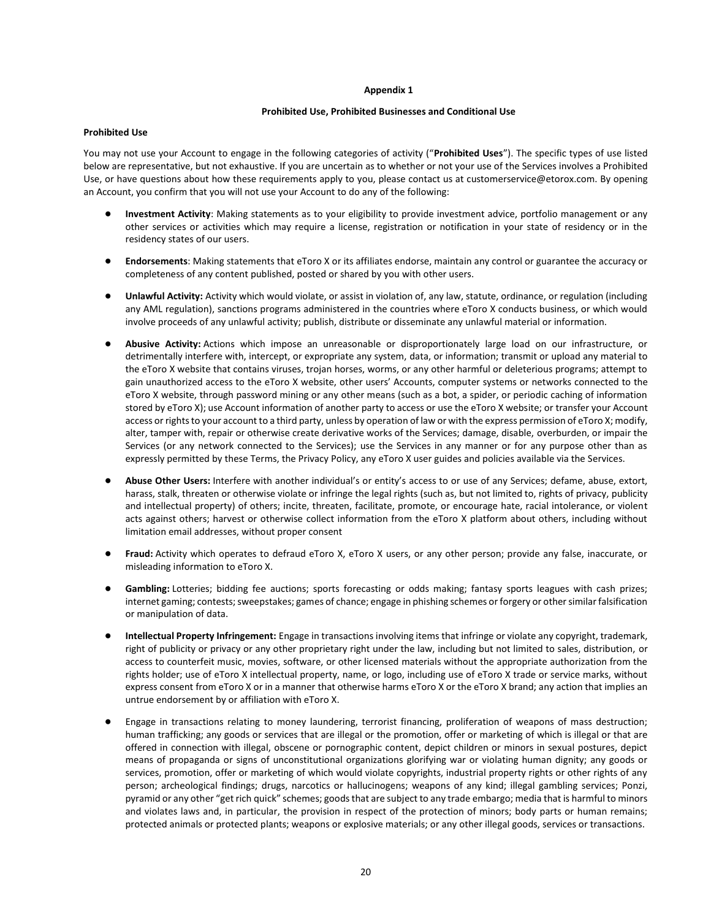**Appendix 1**

**Prohibited Use, Prohibited Businesses and Conditional Use**

**Prohibited Use**

You may not use your Account to engage in the following categories of activity ("**Prohibited Uses**"). The specific types of use listed below are representative, but not exhaustive. If you are uncertain as to whether or not your use of the Services involves a Prohibited Use, or have questions about how these requirements apply to you, please contact us at customerservice@etorox.com. By opening an Account, you confirm that you will not use your Account to do any of the following:

- **Investment Activity**: Making statements as to your eligibility to provide investment advice, portfolio management or any other services or activities which may require a license, registration or notification in your state of residency or in the residency states of our users.

- **Endorsements**: Making statements that eToro X or its affiliates endorse, maintain any control or guarantee the accuracy or completeness of any content published, posted or shared by you with other users.

- **Unlawful Activity:** Activity which would violate, or assist in violation of, any law, statute, ordinance, or regulation (including any AML regulation), sanctions programs administered in the countries where eToro X conducts business, or which would involve proceeds of any unlawful activity; publish, distribute or disseminate any unlawful material or information.

- **Abusive Activity:** Actions which impose an unreasonable or disproportionately large load on our infrastructure, or detrimentally interfere with, intercept, or expropriate any system, data, or information; transmit or upload any material to the eToro X website that contains viruses, trojan horses, worms, or any other harmful or deleterious programs; attempt to gain unauthorized access to the eToro X website, other users' Accounts, computer systems or networks connected to the eToro X website, through password mining or any other means (such as a bot, a spider, or periodic caching of information stored by eToro X); use Account information of another party to access or use the eToro X website; or transfer your Account access or rights to your account to a third party, unless by operation of law or with the express permission of eToro X; modify, alter, tamper with, repair or otherwise create derivative works of the Services; damage, disable, overburden, or impair the Services (or any network connected to the Services); use the Services in any manner or for any purpose other than as expressly permitted by these Terms, the Privacy Policy, any eToro X user guides and policies available via the Services.

- **Abuse Other Users:** Interfere with another individual's or entity's access to or use of any Services; defame, abuse, extort, harass, stalk, threaten or otherwise violate or infringe the legal rights (such as, but not limited to, rights of privacy, publicity and intellectual property) of others; incite, threaten, facilitate, promote, or encourage hate, racial intolerance, or violent acts against others; harvest or otherwise collect information from the eToro X platform about others, including without limitation email addresses, without proper consent

- **Fraud:** Activity which operates to defraud eToro X, eToro X users, or any other person; provide any false, inaccurate, or misleading information to eToro X.

- **Gambling:** Lotteries; bidding fee auctions; sports forecasting or odds making; fantasy sports leagues with cash prizes; internet gaming; contests; sweepstakes; games of chance; engage in phishing schemes or forgery or other similar falsification or manipulation of data.

- **Intellectual Property Infringement:** Engage in transactions involving items that infringe or violate any copyright, trademark, right of publicity or privacy or any other proprietary right under the law, including but not limited to, sales, distribution, or access to counterfeit music, movies, software, or other licensed materials without the appropriate authorization from the rights holder; use of eToro X intellectual property, name, or logo, including use of eToro X trade or service marks, without express consent from eToro X or in a manner that otherwise harms eToro X or the eToro X brand; any action that implies an untrue endorsement by or affiliation with eToro X.

- Engage in transactions relating to money laundering, terrorist financing, proliferation of weapons of mass destruction; human trafficking; any goods or services that are illegal or the promotion, offer or marketing of which is illegal or that are offered in connection with illegal, obscene or pornographic content, depict children or minors in sexual postures, depict means of propaganda or signs of unconstitutional organizations glorifying war or violating human dignity; any goods or services, promotion, offer or marketing of which would violate copyrights, industrial property rights or other rights of any person; archeological findings; drugs, narcotics or hallucinogens; weapons of any kind; illegal gambling services; Ponzi, pyramid or any other "get rich quick" schemes; goods that are subject to any trade embargo; media that is harmful to minors and violates laws and, in particular, the provision in respect of the protection of minors; body parts or human remains; protected animals or protected plants; weapons or explosive materials; or any other illegal goods, services or transactions.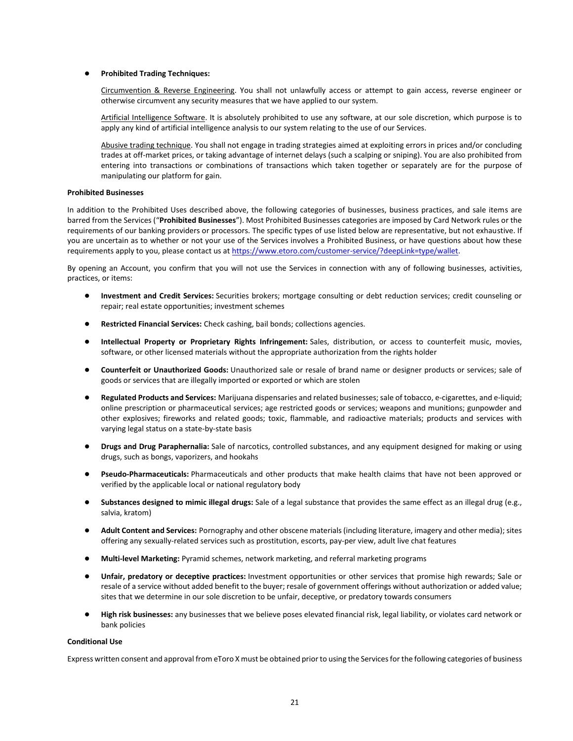- **Prohibited Trading Techniques:**

  Circumvention & Reverse Engineering. You shall not unlawfully access or attempt to gain access, reverse engineer or otherwise circumvent any security measures that we have applied to our system.

  Artificial Intelligence Software. It is absolutely prohibited to use any software, at our sole discretion, which purpose is to apply any kind of artificial intelligence analysis to our system relating to the use of our Services.

  Abusive trading technique. You shall not engage in trading strategies aimed at exploiting errors in prices and/or concluding trades at off-market prices, or taking advantage of internet delays (such a scalping or sniping). You are also prohibited from entering into transactions or combinations of transactions which taken together or separately are for the purpose of manipulating our platform for gain.

**Prohibited Businesses**

In addition to the Prohibited Uses described above, the following categories of businesses, business practices, and sale items are barred from the Services ("**Prohibited Businesses**"). Most Prohibited Businesses categories are imposed by Card Network rules or the requirements of our banking providers or processors. The specific types of use listed below are representative, but not exhaustive. If you are uncertain as to whether or not your use of the Services involves a Prohibited Business, or have questions about how these requirements apply to you, please contact us at https://www.etoro.com/customer-service/?deepLink=type/wallet.

By opening an Account, you confirm that you will not use the Services in connection with any of following businesses, activities, practices, or items:

- **Investment and Credit Services:** Securities brokers; mortgage consulting or debt reduction services; credit counseling or repair; real estate opportunities; investment schemes
- **Restricted Financial Services:** Check cashing, bail bonds; collections agencies.
- **Intellectual Property or Proprietary Rights Infringement:** Sales, distribution, or access to counterfeit music, movies, software, or other licensed materials without the appropriate authorization from the rights holder
- **Counterfeit or Unauthorized Goods:** Unauthorized sale or resale of brand name or designer products or services; sale of goods or services that are illegally imported or exported or which are stolen
- **Regulated Products and Services:** Marijuana dispensaries and related businesses; sale of tobacco, e-cigarettes, and e-liquid; online prescription or pharmaceutical services; age restricted goods or services; weapons and munitions; gunpowder and other explosives; fireworks and related goods; toxic, flammable, and radioactive materials; products and services with varying legal status on a state-by-state basis
- **Drugs and Drug Paraphernalia:** Sale of narcotics, controlled substances, and any equipment designed for making or using drugs, such as bongs, vaporizers, and hookahs
- **Pseudo-Pharmaceuticals:** Pharmaceuticals and other products that make health claims that have not been approved or verified by the applicable local or national regulatory body
- **Substances designed to mimic illegal drugs:** Sale of a legal substance that provides the same effect as an illegal drug (e.g., salvia, kratom)
- **Adult Content and Services:** Pornography and other obscene materials (including literature, imagery and other media); sites offering any sexually-related services such as prostitution, escorts, pay-per view, adult live chat features
- **Multi-level Marketing:** Pyramid schemes, network marketing, and referral marketing programs
- **Unfair, predatory or deceptive practices:** Investment opportunities or other services that promise high rewards; Sale or resale of a service without added benefit to the buyer; resale of government offerings without authorization or added value; sites that we determine in our sole discretion to be unfair, deceptive, or predatory towards consumers
- **High risk businesses:** any businesses that we believe poses elevated financial risk, legal liability, or violates card network or bank policies

**Conditional Use**

Express written consent and approval from eToro X must be obtained prior to using the Services for the following categories of business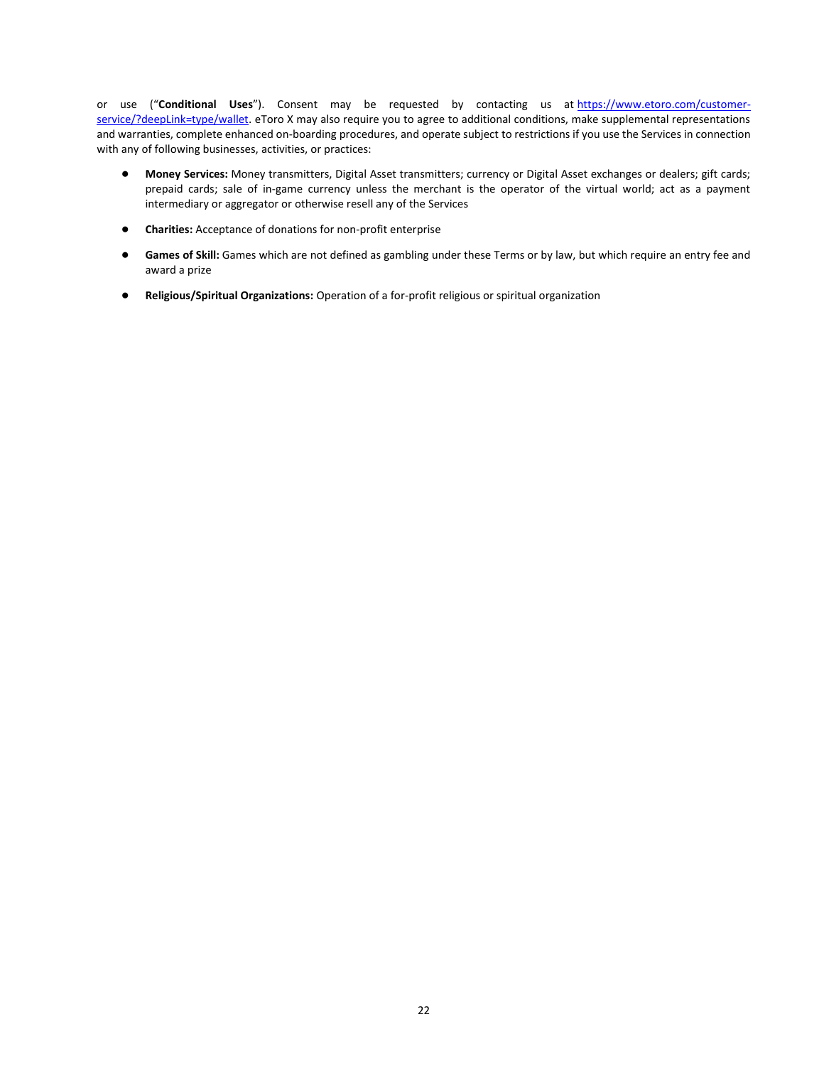or use ("**Conditional Uses**"). Consent may be requested by contacting us at [https://www.etoro.com/customer-service/?deepLink=type/wallet](https://www.etoro.com/customer-service/?deepLink=type/wallet). eToro X may also require you to agree to additional conditions, make supplemental representations and warranties, complete enhanced on-boarding procedures, and operate subject to restrictions if you use the Services in connection with any of following businesses, activities, or practices:

- **Money Services:** Money transmitters, Digital Asset transmitters; currency or Digital Asset exchanges or dealers; gift cards; prepaid cards; sale of in-game currency unless the merchant is the operator of the virtual world; act as a payment intermediary or aggregator or otherwise resell any of the Services
- **Charities:** Acceptance of donations for non-profit enterprise
- **Games of Skill:** Games which are not defined as gambling under these Terms or by law, but which require an entry fee and award a prize
- **Religious/Spiritual Organizations:** Operation of a for-profit religious or spiritual organization